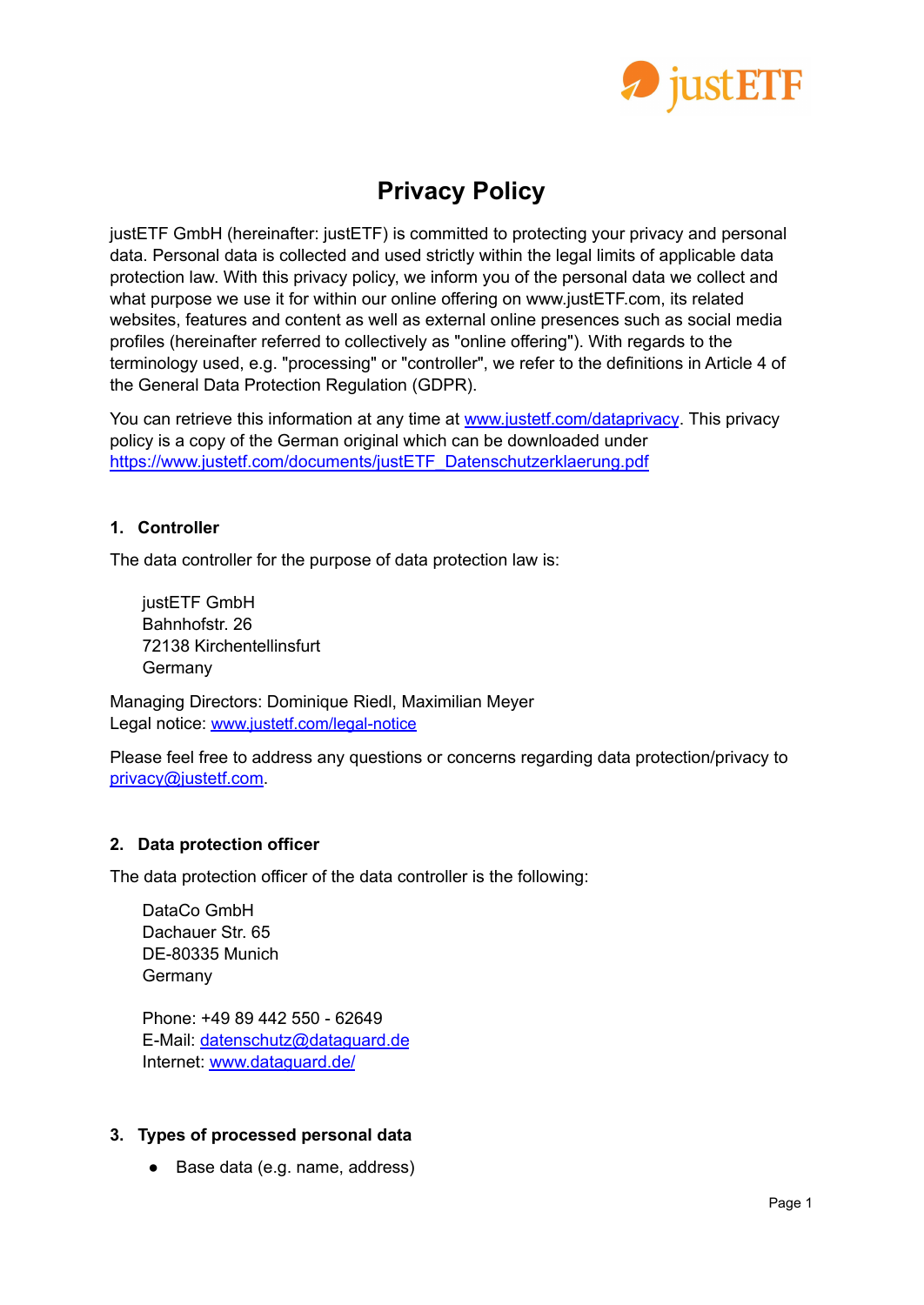# Privacy Policy

justETF GmbH (hereinafter: justETF) is committed to protecting your privacy and personal data. Personal data is collected and used strictly within the legal limits of applicable data protection law. With this privacy policy, we inform you of the personal data we collect and what purpose we use it for within our online offering on www.justETF.com, its related websites, features and content as well as external online presences such as social media profiles (hereinafter referred to collectively as "online offering"). With regards to the terminology used, e.g. "processing" or "controller", we refer to the definitions in Article 4 of the General Data Protection Regulation (GDPR).

You can retrieve this information at any time at www.justetf.com/dataprivacy. This privacy policy is a copy of the German original which can be downloaded under https://www.justetf.com/documents/justETF_Datenschutzerklaerung.pdf

## 1. Controller

The data controller for the purpose of data protection law is:

justETF GmbH
Bahnhofstr. 26
72138 Kirchentellinsfurt
Germany

Managing Directors: Dominique Riedl, Maximilian Meyer
Legal notice: www.justetf.com/legal-notice

Please feel free to address any questions or concerns regarding data protection/privacy to privacy@justetf.com.

## 2. Data protection officer

The data protection officer of the data controller is the following:

DataCo GmbH
Dachauer Str. 65
DE-80335 Munich
Germany

Phone: +49 89 442 550 - 62649
E-Mail: datenschutz@dataguard.de
Internet: www.dataguard.de/

## 3. Types of processed personal data

- Base data (e.g. name, address)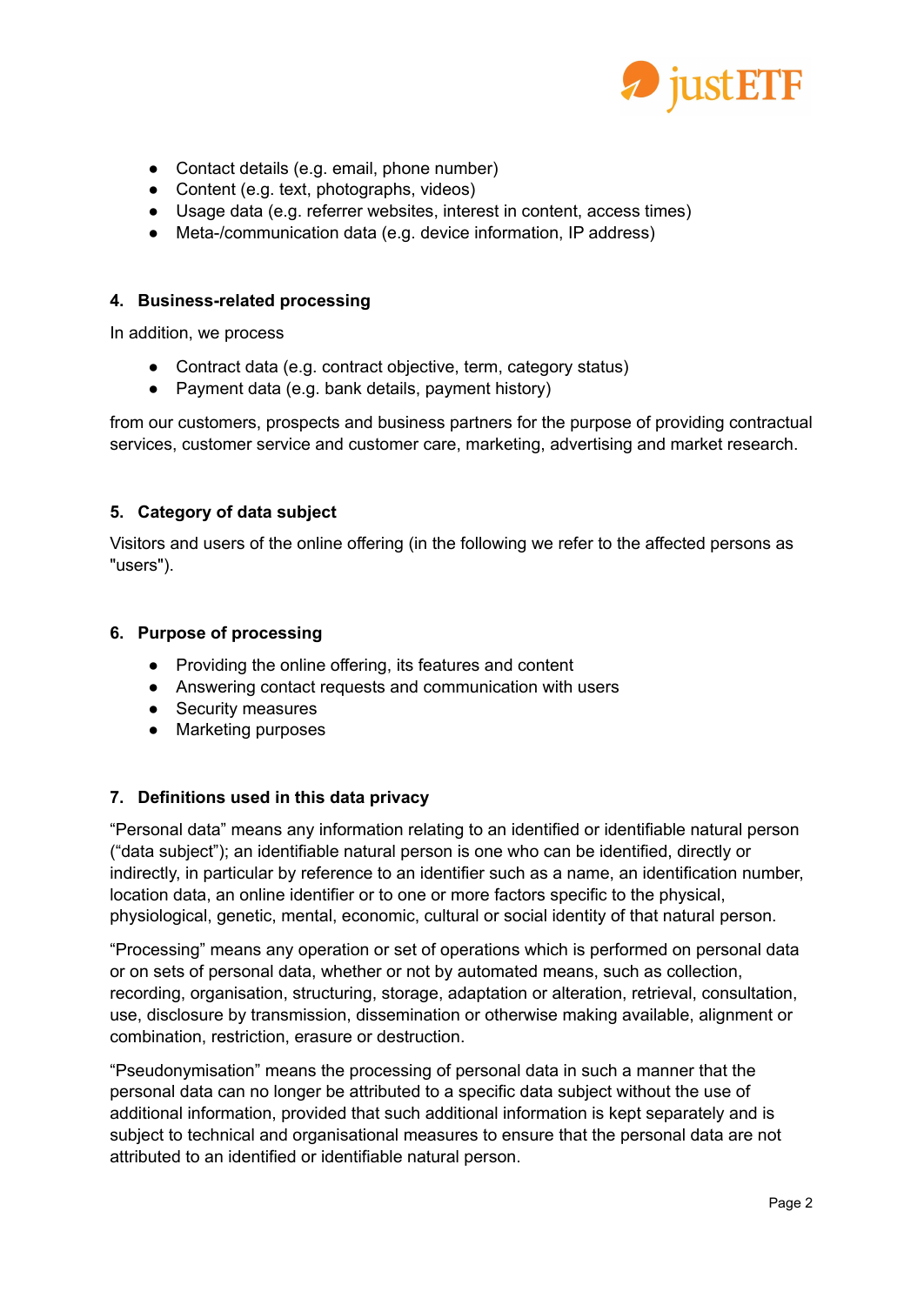- Contact details (e.g. email, phone number)
- Content (e.g. text, photographs, videos)
- Usage data (e.g. referrer websites, interest in content, access times)
- Meta-/communication data (e.g. device information, IP address)

#### 4. Business-related processing

In addition, we process

- Contract data (e.g. contract objective, term, category status)
- Payment data (e.g. bank details, payment history)

from our customers, prospects and business partners for the purpose of providing contractual services, customer service and customer care, marketing, advertising and market research.

#### 5. Category of data subject

Visitors and users of the online offering (in the following we refer to the affected persons as "users").

#### 6. Purpose of processing

- Providing the online offering, its features and content
- Answering contact requests and communication with users
- Security measures
- Marketing purposes

#### 7. Definitions used in this data privacy

“Personal data” means any information relating to an identified or identifiable natural person (“data subject”); an identifiable natural person is one who can be identified, directly or indirectly, in particular by reference to an identifier such as a name, an identification number, location data, an online identifier or to one or more factors specific to the physical, physiological, genetic, mental, economic, cultural or social identity of that natural person.

“Processing” means any operation or set of operations which is performed on personal data or on sets of personal data, whether or not by automated means, such as collection, recording, organisation, structuring, storage, adaptation or alteration, retrieval, consultation, use, disclosure by transmission, dissemination or otherwise making available, alignment or combination, restriction, erasure or destruction.

“Pseudonymisation” means the processing of personal data in such a manner that the personal data can no longer be attributed to a specific data subject without the use of additional information, provided that such additional information is kept separately and is subject to technical and organisational measures to ensure that the personal data are not attributed to an identified or identifiable natural person.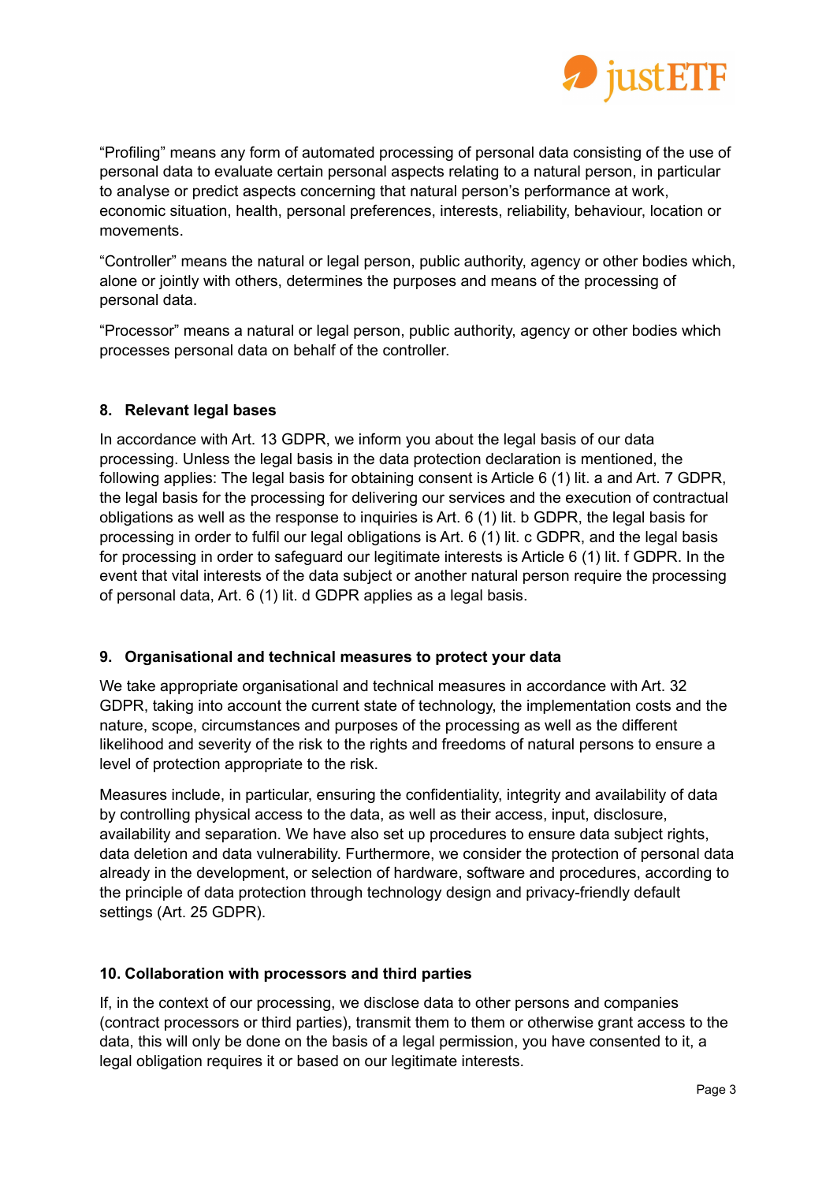“Profiling” means any form of automated processing of personal data consisting of the use of personal data to evaluate certain personal aspects relating to a natural person, in particular to analyse or predict aspects concerning that natural person’s performance at work, economic situation, health, personal preferences, interests, reliability, behaviour, location or movements.

“Controller” means the natural or legal person, public authority, agency or other bodies which, alone or jointly with others, determines the purposes and means of the processing of personal data.

“Processor” means a natural or legal person, public authority, agency or other bodies which processes personal data on behalf of the controller.

## 8. Relevant legal bases

In accordance with Art. 13 GDPR, we inform you about the legal basis of our data processing. Unless the legal basis in the data protection declaration is mentioned, the following applies: The legal basis for obtaining consent is Article 6 (1) lit. a and Art. 7 GDPR, the legal basis for the processing for delivering our services and the execution of contractual obligations as well as the response to inquiries is Art. 6 (1) lit. b GDPR, the legal basis for processing in order to fulfil our legal obligations is Art. 6 (1) lit. c GDPR, and the legal basis for processing in order to safeguard our legitimate interests is Article 6 (1) lit. f GDPR. In the event that vital interests of the data subject or another natural person require the processing of personal data, Art. 6 (1) lit. d GDPR applies as a legal basis.

## 9. Organisational and technical measures to protect your data

We take appropriate organisational and technical measures in accordance with Art. 32 GDPR, taking into account the current state of technology, the implementation costs and the nature, scope, circumstances and purposes of the processing as well as the different likelihood and severity of the risk to the rights and freedoms of natural persons to ensure a level of protection appropriate to the risk.

Measures include, in particular, ensuring the confidentiality, integrity and availability of data by controlling physical access to the data, as well as their access, input, disclosure, availability and separation. We have also set up procedures to ensure data subject rights, data deletion and data vulnerability. Furthermore, we consider the protection of personal data already in the development, or selection of hardware, software and procedures, according to the principle of data protection through technology design and privacy-friendly default settings (Art. 25 GDPR).

## 10. Collaboration with processors and third parties

If, in the context of our processing, we disclose data to other persons and companies (contract processors or third parties), transmit them to them or otherwise grant access to the data, this will only be done on the basis of a legal permission, you have consented to it, a legal obligation requires it or based on our legitimate interests.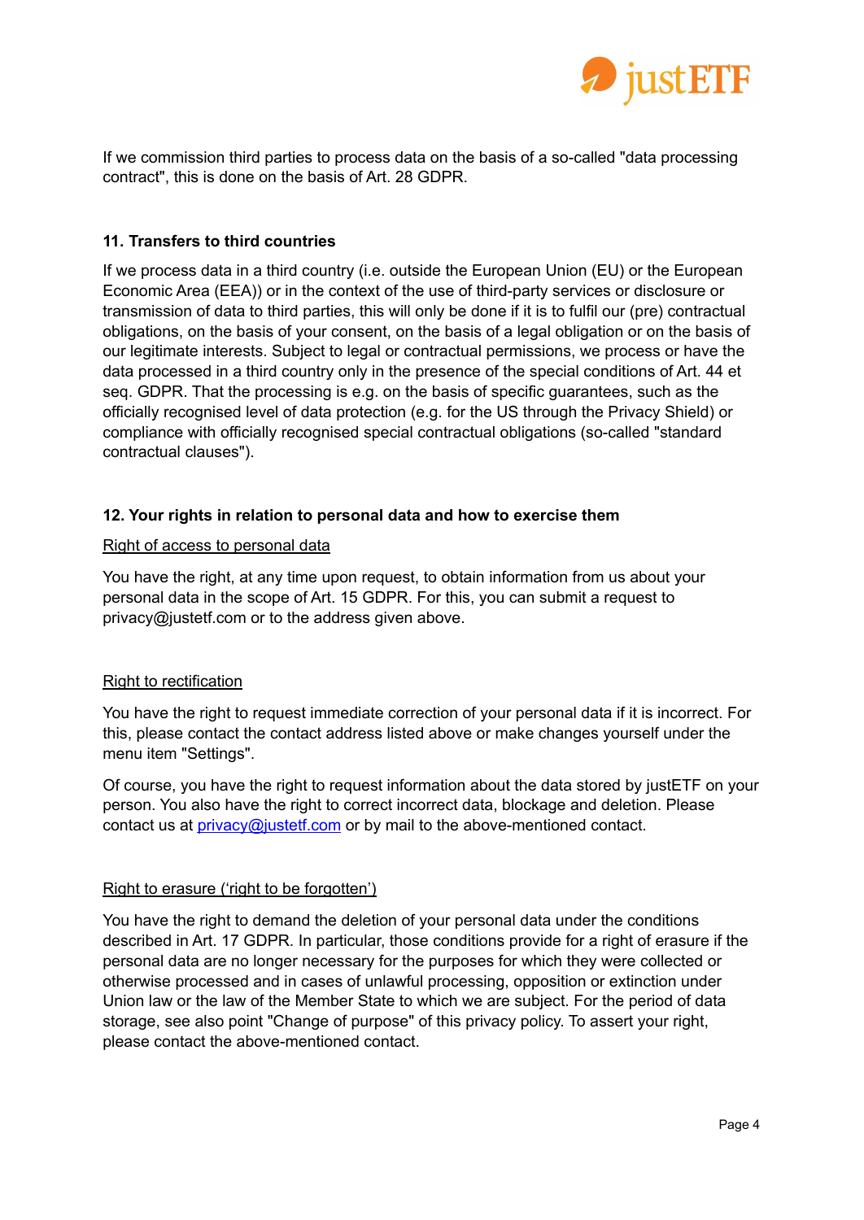If we commission third parties to process data on the basis of a so-called "data processing contract", this is done on the basis of Art. 28 GDPR.

## 11. Transfers to third countries

If we process data in a third country (i.e. outside the European Union (EU) or the European Economic Area (EEA)) or in the context of the use of third-party services or disclosure or transmission of data to third parties, this will only be done if it is to fulfil our (pre) contractual obligations, on the basis of your consent, on the basis of a legal obligation or on the basis of our legitimate interests. Subject to legal or contractual permissions, we process or have the data processed in a third country only in the presence of the special conditions of Art. 44 et seq. GDPR. That the processing is e.g. on the basis of specific guarantees, such as the officially recognised level of data protection (e.g. for the US through the Privacy Shield) or compliance with officially recognised special contractual obligations (so-called "standard contractual clauses").

## 12. Your rights in relation to personal data and how to exercise them

Right of access to personal data

You have the right, at any time upon request, to obtain information from us about your personal data in the scope of Art. 15 GDPR. For this, you can submit a request to privacy@justetf.com or to the address given above.

Right to rectification

You have the right to request immediate correction of your personal data if it is incorrect. For this, please contact the contact address listed above or make changes yourself under the menu item "Settings".

Of course, you have the right to request information about the data stored by justETF on your person. You also have the right to correct incorrect data, blockage and deletion. Please contact us at [privacy@justetf.com](mailto:privacy@justetf.com) or by mail to the above-mentioned contact.

Right to erasure (‘right to be forgotten’)

You have the right to demand the deletion of your personal data under the conditions described in Art. 17 GDPR. In particular, those conditions provide for a right of erasure if the personal data are no longer necessary for the purposes for which they were collected or otherwise processed and in cases of unlawful processing, opposition or extinction under Union law or the law of the Member State to which we are subject. For the period of data storage, see also point "Change of purpose" of this privacy policy. To assert your right, please contact the above-mentioned contact.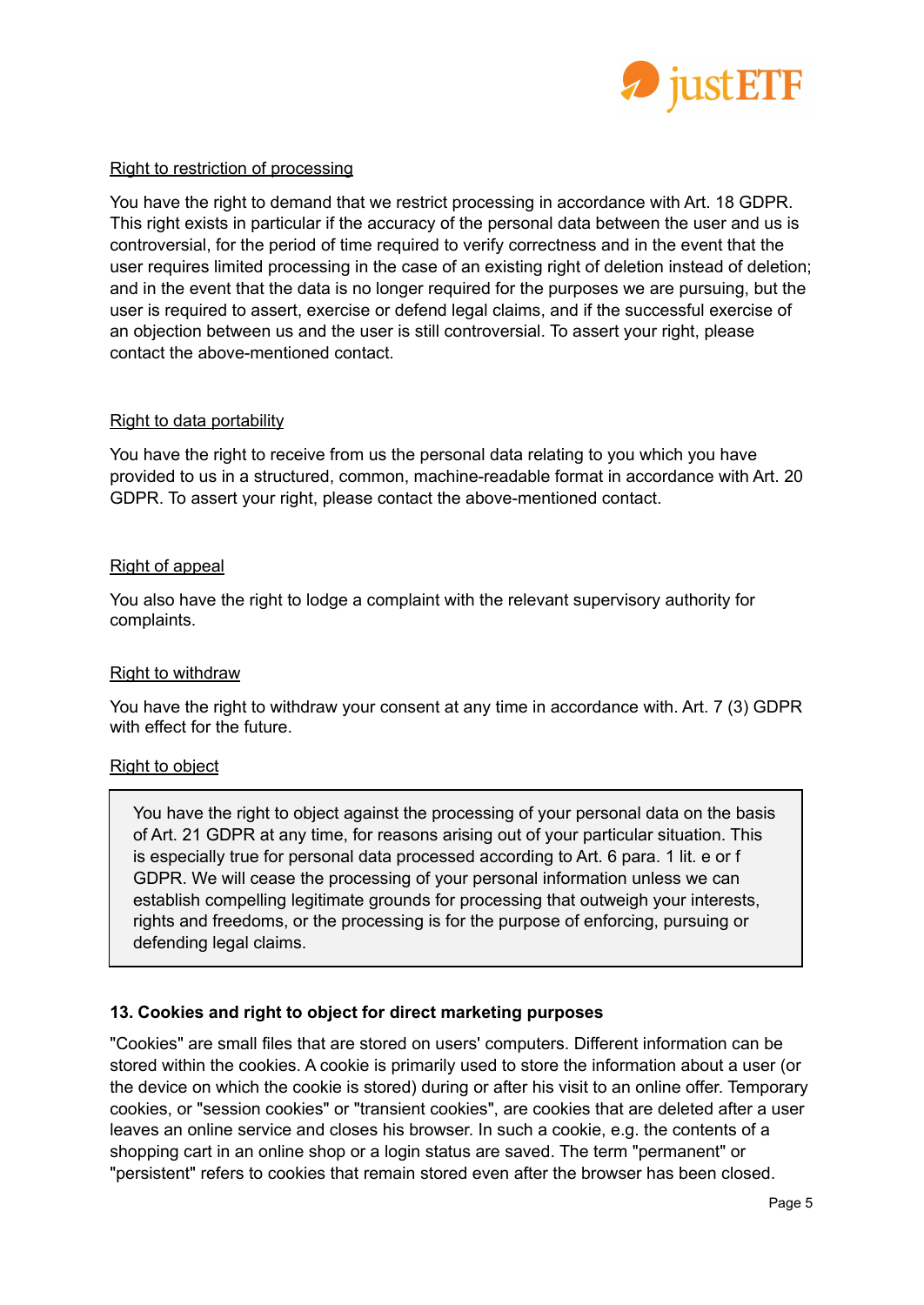Right to restriction of processing

You have the right to demand that we restrict processing in accordance with Art. 18 GDPR. This right exists in particular if the accuracy of the personal data between the user and us is controversial, for the period of time required to verify correctness and in the event that the user requires limited processing in the case of an existing right of deletion instead of deletion; and in the event that the data is no longer required for the purposes we are pursuing, but the user is required to assert, exercise or defend legal claims, and if the successful exercise of an objection between us and the user is still controversial. To assert your right, please contact the above-mentioned contact.

Right to data portability

You have the right to receive from us the personal data relating to you which you have provided to us in a structured, common, machine-readable format in accordance with Art. 20 GDPR. To assert your right, please contact the above-mentioned contact.

Right of appeal

You also have the right to lodge a complaint with the relevant supervisory authority for complaints.

Right to withdraw

You have the right to withdraw your consent at any time in accordance with. Art. 7 (3) GDPR with effect for the future.

Right to object

> You have the right to object against the processing of your personal data on the basis of Art. 21 GDPR at any time, for reasons arising out of your particular situation. This is especially true for personal data processed according to Art. 6 para. 1 lit. e or f GDPR. We will cease the processing of your personal information unless we can establish compelling legitimate grounds for processing that outweigh your interests, rights and freedoms, or the processing is for the purpose of enforcing, pursuing or defending legal claims.

**13. Cookies and right to object for direct marketing purposes**

"Cookies" are small files that are stored on users' computers. Different information can be stored within the cookies. A cookie is primarily used to store the information about a user (or the device on which the cookie is stored) during or after his visit to an online offer. Temporary cookies, or "session cookies" or "transient cookies", are cookies that are deleted after a user leaves an online service and closes his browser. In such a cookie, e.g. the contents of a shopping cart in an online shop or a login status are saved. The term "permanent" or "persistent" refers to cookies that remain stored even after the browser has been closed.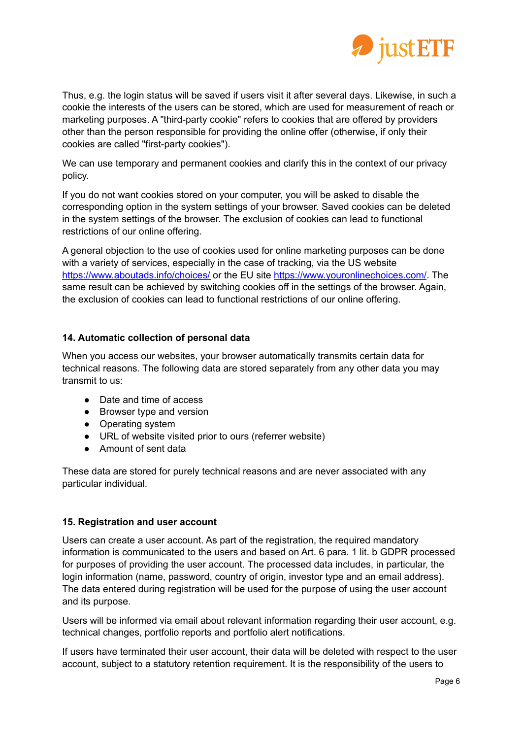Thus, e.g. the login status will be saved if users visit it after several days. Likewise, in such a cookie the interests of the users can be stored, which are used for measurement of reach or marketing purposes. A "third-party cookie" refers to cookies that are offered by providers other than the person responsible for providing the online offer (otherwise, if only their cookies are called "first-party cookies").

We can use temporary and permanent cookies and clarify this in the context of our privacy policy.

If you do not want cookies stored on your computer, you will be asked to disable the corresponding option in the system settings of your browser. Saved cookies can be deleted in the system settings of the browser. The exclusion of cookies can lead to functional restrictions of our online offering.

A general objection to the use of cookies used for online marketing purposes can be done with a variety of services, especially in the case of tracking, via the US website [https://www.aboutads.info/choices/](https://www.aboutads.info/choices/) or the EU site [https://www.youronlinechoices.com/](https://www.youronlinechoices.com/). The same result can be achieved by switching cookies off in the settings of the browser. Again, the exclusion of cookies can lead to functional restrictions of our online offering.

### 14. Automatic collection of personal data

When you access our websites, your browser automatically transmits certain data for technical reasons. The following data are stored separately from any other data you may transmit to us:

- Date and time of access
- Browser type and version
- Operating system
- URL of website visited prior to ours (referrer website)
- Amount of sent data

These data are stored for purely technical reasons and are never associated with any particular individual.

### 15. Registration and user account

Users can create a user account. As part of the registration, the required mandatory information is communicated to the users and based on Art. 6 para. 1 lit. b GDPR processed for purposes of providing the user account. The processed data includes, in particular, the login information (name, password, country of origin, investor type and an email address). The data entered during registration will be used for the purpose of using the user account and its purpose.

Users will be informed via email about relevant information regarding their user account, e.g. technical changes, portfolio reports and portfolio alert notifications.

If users have terminated their user account, their data will be deleted with respect to the user account, subject to a statutory retention requirement. It is the responsibility of the users to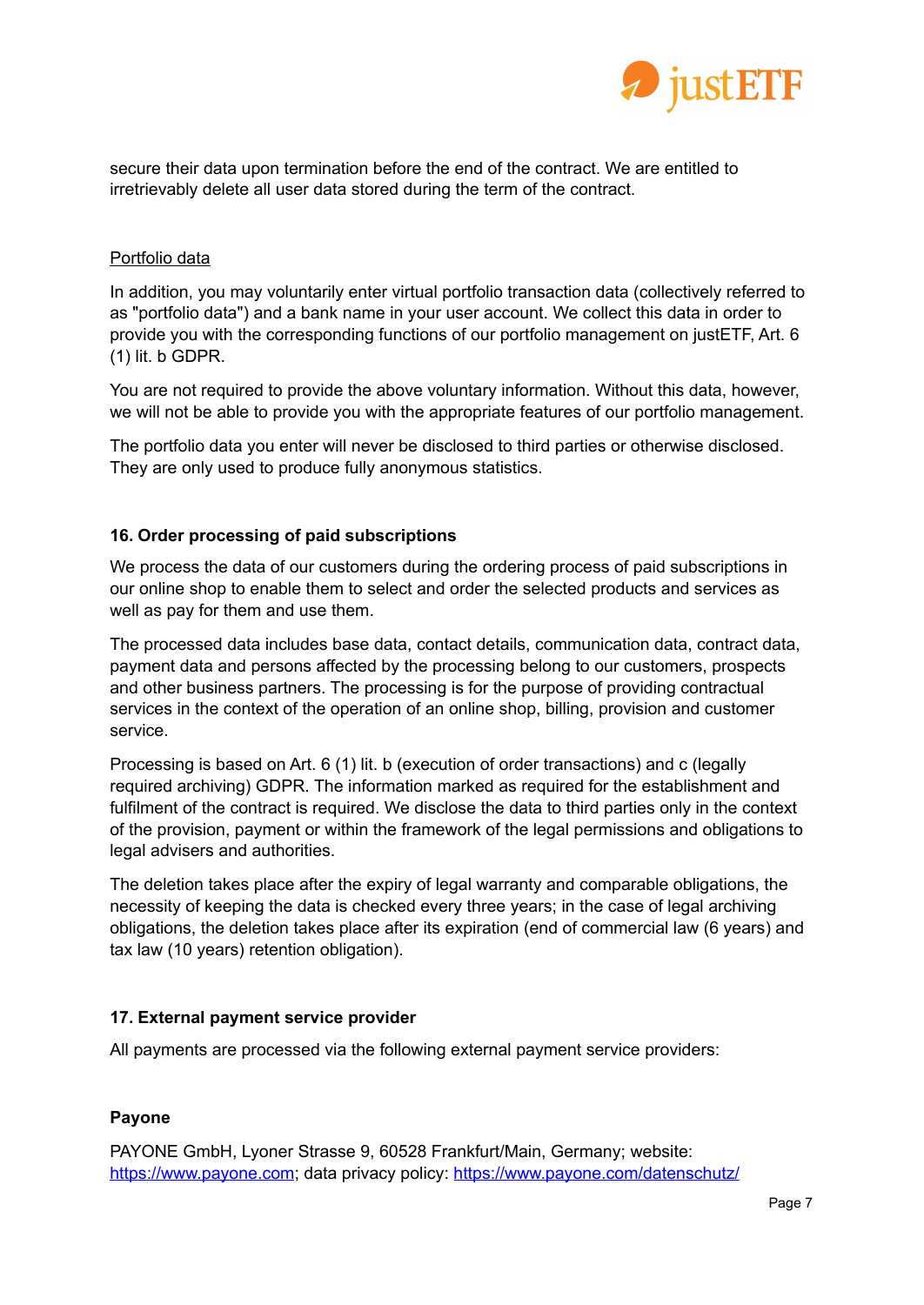secure their data upon termination before the end of the contract. We are entitled to irretrievably delete all user data stored during the term of the contract.

Portfolio data

In addition, you may voluntarily enter virtual portfolio transaction data (collectively referred to as "portfolio data") and a bank name in your user account. We collect this data in order to provide you with the corresponding functions of our portfolio management on justETF, Art. 6 (1) lit. b GDPR.

You are not required to provide the above voluntary information. Without this data, however, we will not be able to provide you with the appropriate features of our portfolio management.

The portfolio data you enter will never be disclosed to third parties or otherwise disclosed. They are only used to produce fully anonymous statistics.

### 16. Order processing of paid subscriptions

We process the data of our customers during the ordering process of paid subscriptions in our online shop to enable them to select and order the selected products and services as well as pay for them and use them.

The processed data includes base data, contact details, communication data, contract data, payment data and persons affected by the processing belong to our customers, prospects and other business partners. The processing is for the purpose of providing contractual services in the context of the operation of an online shop, billing, provision and customer service.

Processing is based on Art. 6 (1) lit. b (execution of order transactions) and c (legally required archiving) GDPR. The information marked as required for the establishment and fulfilment of the contract is required. We disclose the data to third parties only in the context of the provision, payment or within the framework of the legal permissions and obligations to legal advisers and authorities.

The deletion takes place after the expiry of legal warranty and comparable obligations, the necessity of keeping the data is checked every three years; in the case of legal archiving obligations, the deletion takes place after its expiration (end of commercial law (6 years) and tax law (10 years) retention obligation).

### 17. External payment service provider

All payments are processed via the following external payment service providers:

**Payone**

PAYONE GmbH, Lyoner Strasse 9, 60528 Frankfurt/Main, Germany; website: [https://www.payone.com](https://www.payone.com); data privacy policy: [https://www.payone.com/datenschutz/](https://www.payone.com/datenschutz/)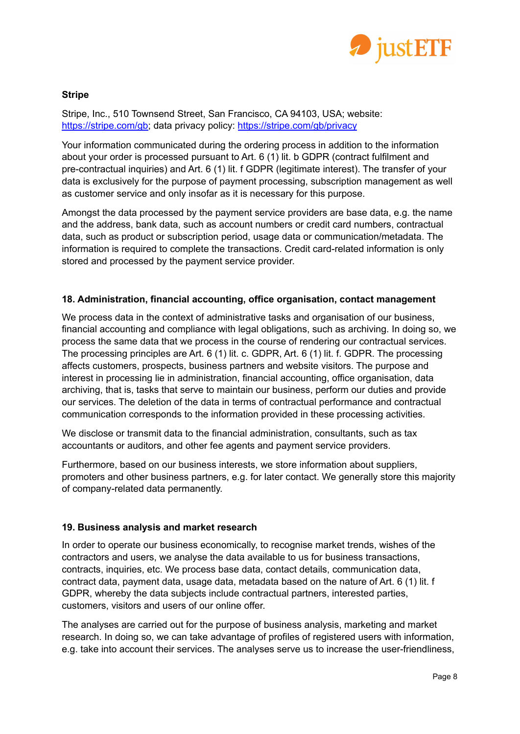**Stripe**

Stripe, Inc., 510 Townsend Street, San Francisco, CA 94103, USA; website: [https://stripe.com/gb](https://stripe.com/gb); data privacy policy: [https://stripe.com/gb/privacy](https://stripe.com/gb/privacy)

Your information communicated during the ordering process in addition to the information about your order is processed pursuant to Art. 6 (1) lit. b GDPR (contract fulfilment and pre-contractual inquiries) and Art. 6 (1) lit. f GDPR (legitimate interest). The transfer of your data is exclusively for the purpose of payment processing, subscription management as well as customer service and only insofar as it is necessary for this purpose.

Amongst the data processed by the payment service providers are base data, e.g. the name and the address, bank data, such as account numbers or credit card numbers, contractual data, such as product or subscription period, usage data or communication/metadata. The information is required to complete the transactions. Credit card-related information is only stored and processed by the payment service provider.

## 18. Administration, financial accounting, office organisation, contact management

We process data in the context of administrative tasks and organisation of our business, financial accounting and compliance with legal obligations, such as archiving. In doing so, we process the same data that we process in the course of rendering our contractual services. The processing principles are Art. 6 (1) lit. c. GDPR, Art. 6 (1) lit. f. GDPR. The processing affects customers, prospects, business partners and website visitors. The purpose and interest in processing lie in administration, financial accounting, office organisation, data archiving, that is, tasks that serve to maintain our business, perform our duties and provide our services. The deletion of the data in terms of contractual performance and contractual communication corresponds to the information provided in these processing activities.

We disclose or transmit data to the financial administration, consultants, such as tax accountants or auditors, and other fee agents and payment service providers.

Furthermore, based on our business interests, we store information about suppliers, promoters and other business partners, e.g. for later contact. We generally store this majority of company-related data permanently.

## 19. Business analysis and market research

In order to operate our business economically, to recognise market trends, wishes of the contractors and users, we analyse the data available to us for business transactions, contracts, inquiries, etc. We process base data, contact details, communication data, contract data, payment data, usage data, metadata based on the nature of Art. 6 (1) lit. f GDPR, whereby the data subjects include contractual partners, interested parties, customers, visitors and users of our online offer.

The analyses are carried out for the purpose of business analysis, marketing and market research. In doing so, we can take advantage of profiles of registered users with information, e.g. take into account their services. The analyses serve us to increase the user-friendliness,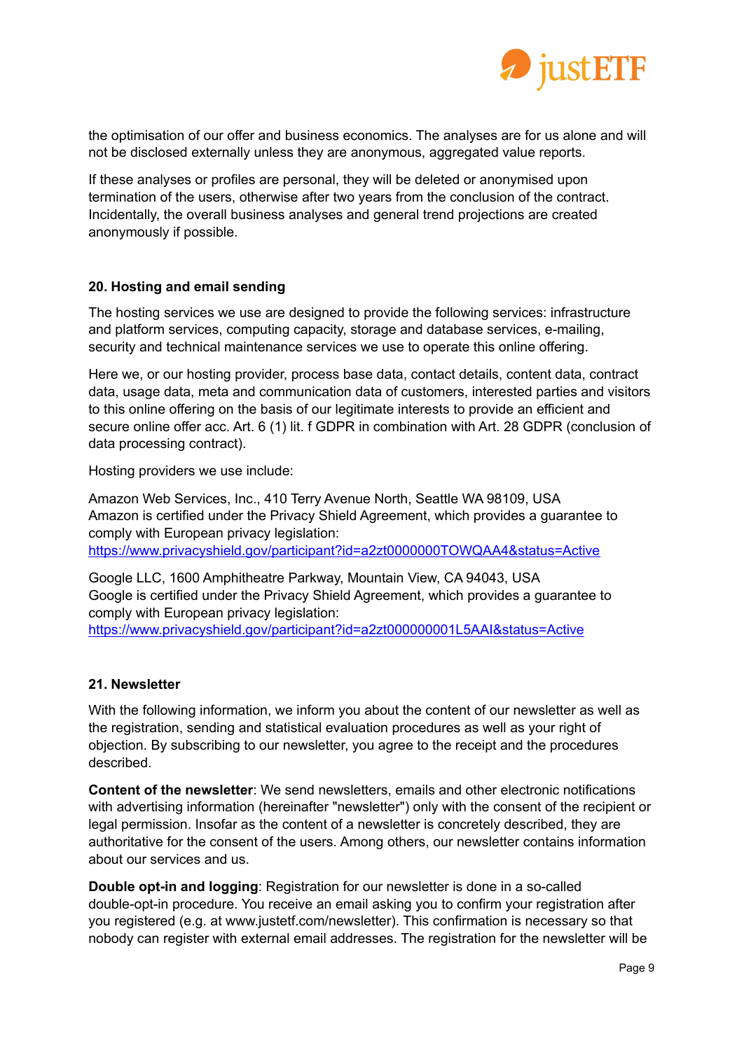the optimisation of our offer and business economics. The analyses are for us alone and will not be disclosed externally unless they are anonymous, aggregated value reports.

If these analyses or profiles are personal, they will be deleted or anonymised upon termination of the users, otherwise after two years from the conclusion of the contract. Incidentally, the overall business analyses and general trend projections are created anonymously if possible.

## 20. Hosting and email sending

The hosting services we use are designed to provide the following services: infrastructure and platform services, computing capacity, storage and database services, e-mailing, security and technical maintenance services we use to operate this online offering.

Here we, or our hosting provider, process base data, contact details, content data, contract data, usage data, meta and communication data of customers, interested parties and visitors to this online offering on the basis of our legitimate interests to provide an efficient and secure online offer acc. Art. 6 (1) lit. f GDPR in combination with Art. 28 GDPR (conclusion of data processing contract).

Hosting providers we use include:

Amazon Web Services, Inc., 410 Terry Avenue North, Seattle WA 98109, USA
Amazon is certified under the Privacy Shield Agreement, which provides a guarantee to comply with European privacy legislation:
https://www.privacyshield.gov/participant?id=a2zt0000000TOWQAA4&status=Active

Google LLC, 1600 Amphitheatre Parkway, Mountain View, CA 94043, USA
Google is certified under the Privacy Shield Agreement, which provides a guarantee to comply with European privacy legislation:
https://www.privacyshield.gov/participant?id=a2zt000000001L5AAI&status=Active

## 21. Newsletter

With the following information, we inform you about the content of our newsletter as well as the registration, sending and statistical evaluation procedures as well as your right of objection. By subscribing to our newsletter, you agree to the receipt and the procedures described.

**Content of the newsletter**: We send newsletters, emails and other electronic notifications with advertising information (hereinafter "newsletter") only with the consent of the recipient or legal permission. Insofar as the content of a newsletter is concretely described, they are authoritative for the consent of the users. Among others, our newsletter contains information about our services and us.

**Double opt-in and logging**: Registration for our newsletter is done in a so-called double-opt-in procedure. You receive an email asking you to confirm your registration after you registered (e.g. at www.justetf.com/newsletter). This confirmation is necessary so that nobody can register with external email addresses. The registration for the newsletter will be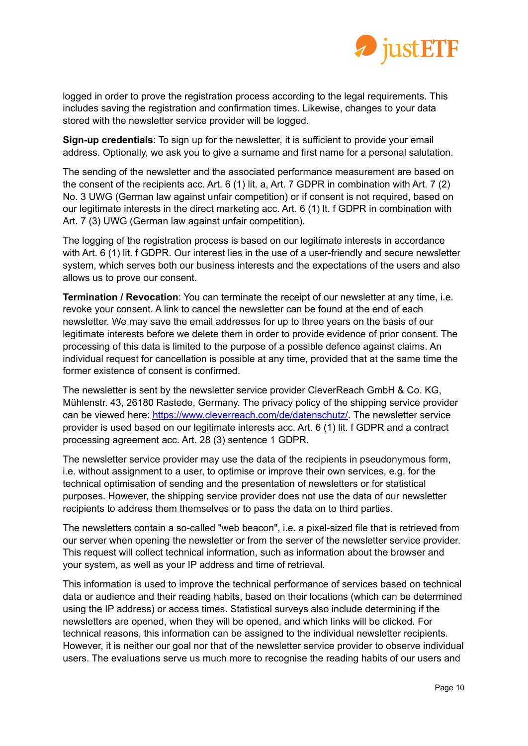logged in order to prove the registration process according to the legal requirements. This includes saving the registration and confirmation times. Likewise, changes to your data stored with the newsletter service provider will be logged.

**Sign-up credentials**: To sign up for the newsletter, it is sufficient to provide your email address. Optionally, we ask you to give a surname and first name for a personal salutation.

The sending of the newsletter and the associated performance measurement are based on the consent of the recipients acc. Art. 6 (1) lit. a, Art. 7 GDPR in combination with Art. 7 (2) No. 3 UWG (German law against unfair competition) or if consent is not required, based on our legitimate interests in the direct marketing acc. Art. 6 (1) lt. f GDPR in combination with Art. 7 (3) UWG (German law against unfair competition).

The logging of the registration process is based on our legitimate interests in accordance with Art. 6 (1) lit. f GDPR. Our interest lies in the use of a user-friendly and secure newsletter system, which serves both our business interests and the expectations of the users and also allows us to prove our consent.

**Termination / Revocation**: You can terminate the receipt of our newsletter at any time, i.e. revoke your consent. A link to cancel the newsletter can be found at the end of each newsletter. We may save the email addresses for up to three years on the basis of our legitimate interests before we delete them in order to provide evidence of prior consent. The processing of this data is limited to the purpose of a possible defence against claims. An individual request for cancellation is possible at any time, provided that at the same time the former existence of consent is confirmed.

The newsletter is sent by the newsletter service provider CleverReach GmbH & Co. KG, Mühlenstr. 43, 26180 Rastede, Germany. The privacy policy of the shipping service provider can be viewed here: [https://www.cleverreach.com/de/datenschutz/](https://www.cleverreach.com/de/datenschutz/). The newsletter service provider is used based on our legitimate interests acc. Art. 6 (1) lit. f GDPR and a contract processing agreement acc. Art. 28 (3) sentence 1 GDPR.

The newsletter service provider may use the data of the recipients in pseudonymous form, i.e. without assignment to a user, to optimise or improve their own services, e.g. for the technical optimisation of sending and the presentation of newsletters or for statistical purposes. However, the shipping service provider does not use the data of our newsletter recipients to address them themselves or to pass the data on to third parties.

The newsletters contain a so-called "web beacon", i.e. a pixel-sized file that is retrieved from our server when opening the newsletter or from the server of the newsletter service provider. This request will collect technical information, such as information about the browser and your system, as well as your IP address and time of retrieval.

This information is used to improve the technical performance of services based on technical data or audience and their reading habits, based on their locations (which can be determined using the IP address) or access times. Statistical surveys also include determining if the newsletters are opened, when they will be opened, and which links will be clicked. For technical reasons, this information can be assigned to the individual newsletter recipients. However, it is neither our goal nor that of the newsletter service provider to observe individual users. The evaluations serve us much more to recognise the reading habits of our users and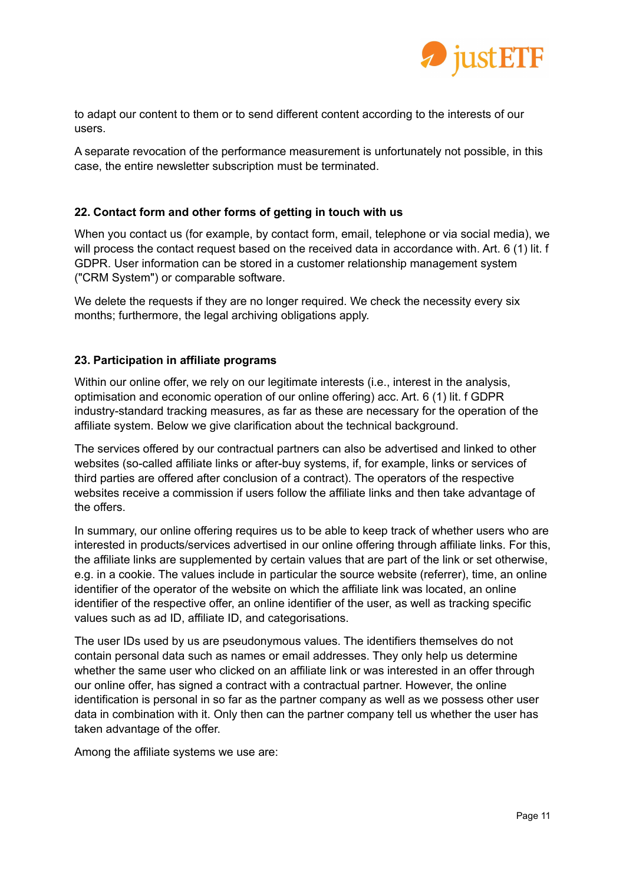to adapt our content to them or to send different content according to the interests of our users.

A separate revocation of the performance measurement is unfortunately not possible, in this case, the entire newsletter subscription must be terminated.

### 22. Contact form and other forms of getting in touch with us

When you contact us (for example, by contact form, email, telephone or via social media), we will process the contact request based on the received data in accordance with. Art. 6 (1) lit. f GDPR. User information can be stored in a customer relationship management system ("CRM System") or comparable software.

We delete the requests if they are no longer required. We check the necessity every six months; furthermore, the legal archiving obligations apply.

### 23. Participation in affiliate programs

Within our online offer, we rely on our legitimate interests (i.e., interest in the analysis, optimisation and economic operation of our online offering) acc. Art. 6 (1) lit. f GDPR industry-standard tracking measures, as far as these are necessary for the operation of the affiliate system. Below we give clarification about the technical background.

The services offered by our contractual partners can also be advertised and linked to other websites (so-called affiliate links or after-buy systems, if, for example, links or services of third parties are offered after conclusion of a contract). The operators of the respective websites receive a commission if users follow the affiliate links and then take advantage of the offers.

In summary, our online offering requires us to be able to keep track of whether users who are interested in products/services advertised in our online offering through affiliate links. For this, the affiliate links are supplemented by certain values that are part of the link or set otherwise, e.g. in a cookie. The values include in particular the source website (referrer), time, an online identifier of the operator of the website on which the affiliate link was located, an online identifier of the respective offer, an online identifier of the user, as well as tracking specific values such as ad ID, affiliate ID, and categorisations.

The user IDs used by us are pseudonymous values. The identifiers themselves do not contain personal data such as names or email addresses. They only help us determine whether the same user who clicked on an affiliate link or was interested in an offer through our online offer, has signed a contract with a contractual partner. However, the online identification is personal in so far as the partner company as well as we possess other user data in combination with it. Only then can the partner company tell us whether the user has taken advantage of the offer.

Among the affiliate systems we use are: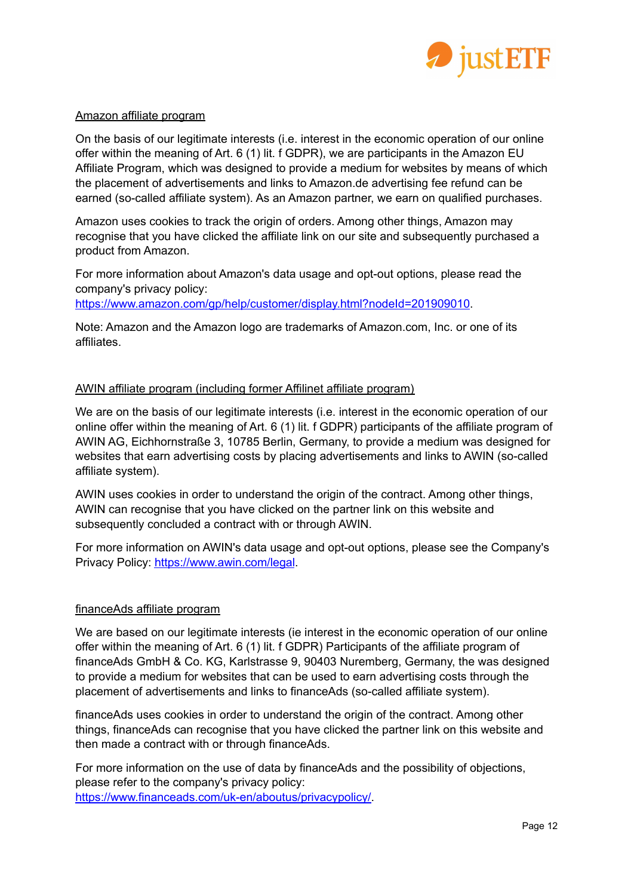Amazon affiliate program

On the basis of our legitimate interests (i.e. interest in the economic operation of our online offer within the meaning of Art. 6 (1) lit. f GDPR), we are participants in the Amazon EU Affiliate Program, which was designed to provide a medium for websites by means of which the placement of advertisements and links to Amazon.de advertising fee refund can be earned (so-called affiliate system). As an Amazon partner, we earn on qualified purchases.

Amazon uses cookies to track the origin of orders. Among other things, Amazon may recognise that you have clicked the affiliate link on our site and subsequently purchased a product from Amazon.

For more information about Amazon's data usage and opt-out options, please read the company's privacy policy:
https://www.amazon.com/gp/help/customer/display.html?nodeId=201909010.

Note: Amazon and the Amazon logo are trademarks of Amazon.com, Inc. or one of its affiliates.

AWIN affiliate program (including former Affilinet affiliate program)

We are on the basis of our legitimate interests (i.e. interest in the economic operation of our online offer within the meaning of Art. 6 (1) lit. f GDPR) participants of the affiliate program of AWIN AG, Eichhornstraße 3, 10785 Berlin, Germany, to provide a medium was designed for websites that earn advertising costs by placing advertisements and links to AWIN (so-called affiliate system).

AWIN uses cookies in order to understand the origin of the contract. Among other things, AWIN can recognise that you have clicked on the partner link on this website and subsequently concluded a contract with or through AWIN.

For more information on AWIN's data usage and opt-out options, please see the Company's Privacy Policy: https://www.awin.com/legal.

financeAds affiliate program

We are based on our legitimate interests (ie interest in the economic operation of our online offer within the meaning of Art. 6 (1) lit. f GDPR) Participants of the affiliate program of financeAds GmbH & Co. KG, Karlstrasse 9, 90403 Nuremberg, Germany, the was designed to provide a medium for websites that can be used to earn advertising costs through the placement of advertisements and links to financeAds (so-called affiliate system).

financeAds uses cookies in order to understand the origin of the contract. Among other things, financeAds can recognise that you have clicked the partner link on this website and then made a contract with or through financeAds.

For more information on the use of data by financeAds and the possibility of objections, please refer to the company's privacy policy:
https://www.financeads.com/uk-en/aboutus/privacypolicy/.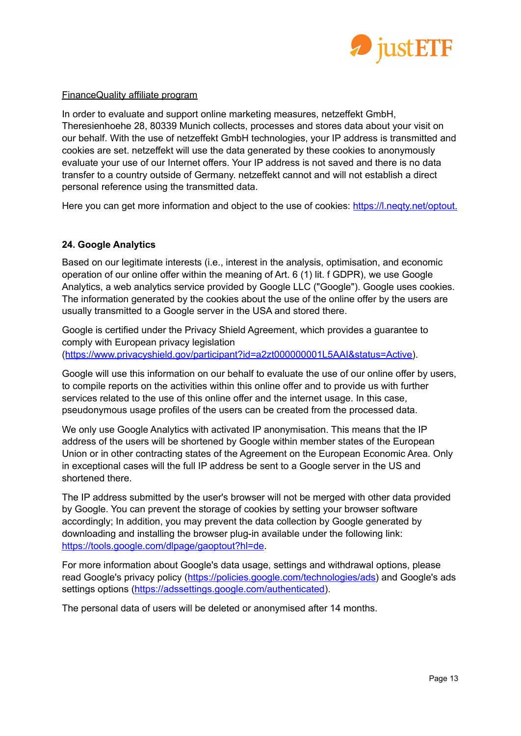FinanceQuality affiliate program

In order to evaluate and support online marketing measures, netzeffekt GmbH, Theresienhoehe 28, 80339 Munich collects, processes and stores data about your visit on our behalf. With the use of netzeffekt GmbH technologies, your IP address is transmitted and cookies are set. netzeffekt will use the data generated by these cookies to anonymously evaluate your use of our Internet offers. Your IP address is not saved and there is no data transfer to a country outside of Germany. netzeffekt cannot and will not establish a direct personal reference using the transmitted data.

Here you can get more information and object to the use of cookies: https://l.neqty.net/optout.

### 24. Google Analytics

Based on our legitimate interests (i.e., interest in the analysis, optimisation, and economic operation of our online offer within the meaning of Art. 6 (1) lit. f GDPR), we use Google Analytics, a web analytics service provided by Google LLC ("Google"). Google uses cookies. The information generated by the cookies about the use of the online offer by the users are usually transmitted to a Google server in the USA and stored there.

Google is certified under the Privacy Shield Agreement, which provides a guarantee to comply with European privacy legislation (https://www.privacyshield.gov/participant?id=a2zt000000001L5AAI&status=Active).

Google will use this information on our behalf to evaluate the use of our online offer by users, to compile reports on the activities within this online offer and to provide us with further services related to the use of this online offer and the internet usage. In this case, pseudonymous usage profiles of the users can be created from the processed data.

We only use Google Analytics with activated IP anonymisation. This means that the IP address of the users will be shortened by Google within member states of the European Union or in other contracting states of the Agreement on the European Economic Area. Only in exceptional cases will the full IP address be sent to a Google server in the US and shortened there.

The IP address submitted by the user's browser will not be merged with other data provided by Google. You can prevent the storage of cookies by setting your browser software accordingly; In addition, you may prevent the data collection by Google generated by downloading and installing the browser plug-in available under the following link: https://tools.google.com/dlpage/gaoptout?hl=de.

For more information about Google's data usage, settings and withdrawal options, please read Google's privacy policy (https://policies.google.com/technologies/ads) and Google's ads settings options (https://adssettings.google.com/authenticated).

The personal data of users will be deleted or anonymised after 14 months.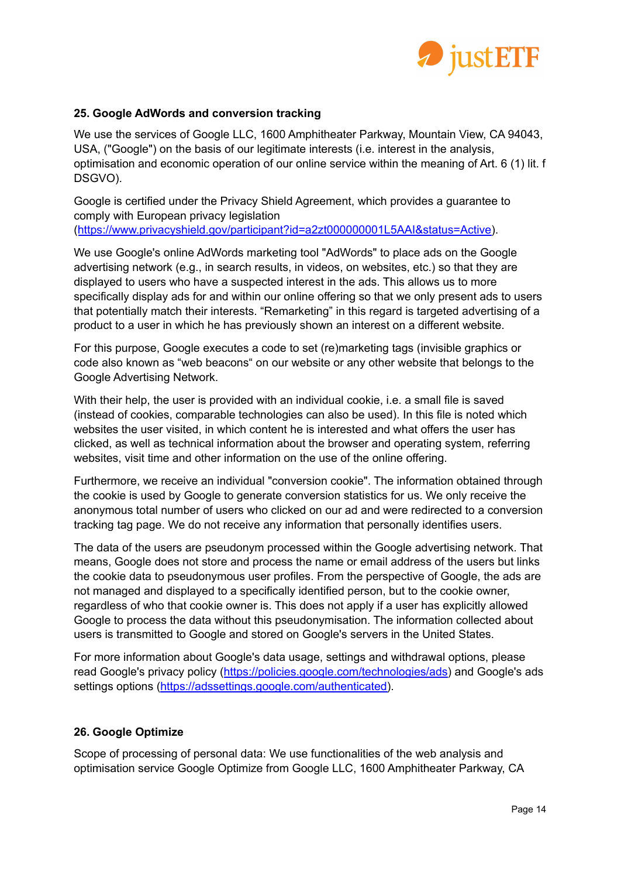## 25. Google AdWords and conversion tracking

We use the services of Google LLC, 1600 Amphitheater Parkway, Mountain View, CA 94043, USA, ("Google") on the basis of our legitimate interests (i.e. interest in the analysis, optimisation and economic operation of our online service within the meaning of Art. 6 (1) lit. f DSGVO).

Google is certified under the Privacy Shield Agreement, which provides a guarantee to comply with European privacy legislation (https://www.privacyshield.gov/participant?id=a2zt000000001L5AAI&status=Active).

We use Google's online AdWords marketing tool "AdWords" to place ads on the Google advertising network (e.g., in search results, in videos, on websites, etc.) so that they are displayed to users who have a suspected interest in the ads. This allows us to more specifically display ads for and within our online offering so that we only present ads to users that potentially match their interests. “Remarketing” in this regard is targeted advertising of a product to a user in which he has previously shown an interest on a different website.

For this purpose, Google executes a code to set (re)marketing tags (invisible graphics or code also known as “web beacons“ on our website or any other website that belongs to the Google Advertising Network.

With their help, the user is provided with an individual cookie, i.e. a small file is saved (instead of cookies, comparable technologies can also be used). In this file is noted which websites the user visited, in which content he is interested and what offers the user has clicked, as well as technical information about the browser and operating system, referring websites, visit time and other information on the use of the online offering.

Furthermore, we receive an individual "conversion cookie". The information obtained through the cookie is used by Google to generate conversion statistics for us. We only receive the anonymous total number of users who clicked on our ad and were redirected to a conversion tracking tag page. We do not receive any information that personally identifies users.

The data of the users are pseudonym processed within the Google advertising network. That means, Google does not store and process the name or email address of the users but links the cookie data to pseudonymous user profiles. From the perspective of Google, the ads are not managed and displayed to a specifically identified person, but to the cookie owner, regardless of who that cookie owner is. This does not apply if a user has explicitly allowed Google to process the data without this pseudonymisation. The information collected about users is transmitted to Google and stored on Google's servers in the United States.

For more information about Google's data usage, settings and withdrawal options, please read Google's privacy policy (https://policies.google.com/technologies/ads) and Google's ads settings options (https://adssettings.google.com/authenticated).

## 26. Google Optimize

Scope of processing of personal data: We use functionalities of the web analysis and optimisation service Google Optimize from Google LLC, 1600 Amphitheater Parkway, CA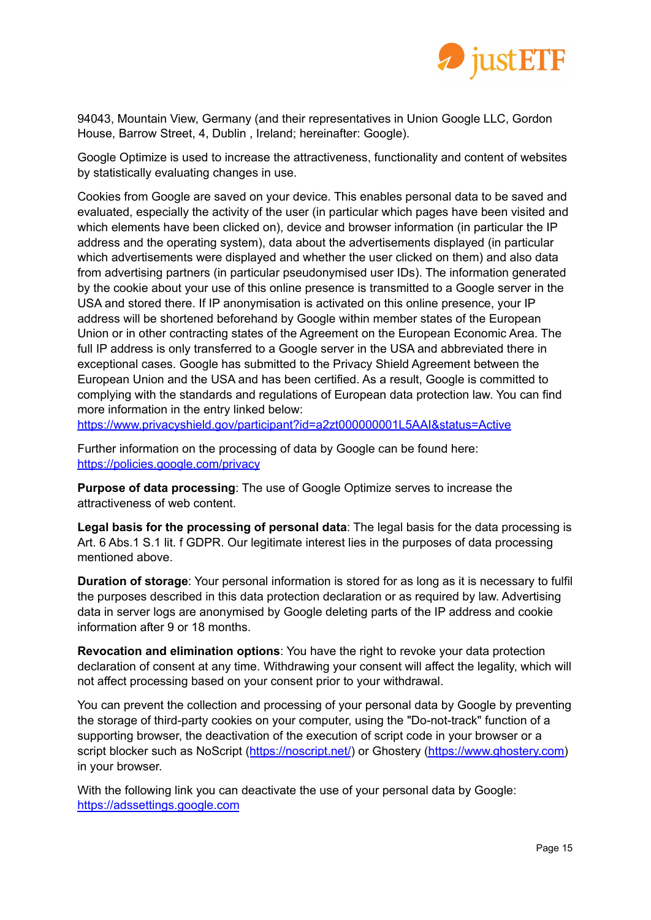94043, Mountain View, Germany (and their representatives in Union Google LLC, Gordon House, Barrow Street, 4, Dublin , Ireland; hereinafter: Google).

Google Optimize is used to increase the attractiveness, functionality and content of websites by statistically evaluating changes in use.

Cookies from Google are saved on your device. This enables personal data to be saved and evaluated, especially the activity of the user (in particular which pages have been visited and which elements have been clicked on), device and browser information (in particular the IP address and the operating system), data about the advertisements displayed (in particular which advertisements were displayed and whether the user clicked on them) and also data from advertising partners (in particular pseudonymised user IDs). The information generated by the cookie about your use of this online presence is transmitted to a Google server in the USA and stored there. If IP anonymisation is activated on this online presence, your IP address will be shortened beforehand by Google within member states of the European Union or in other contracting states of the Agreement on the European Economic Area. The full IP address is only transferred to a Google server in the USA and abbreviated there in exceptional cases. Google has submitted to the Privacy Shield Agreement between the European Union and the USA and has been certified. As a result, Google is committed to complying with the standards and regulations of European data protection law. You can find more information in the entry linked below: https://www.privacyshield.gov/participant?id=a2zt000000001L5AAI&status=Active

Further information on the processing of data by Google can be found here: https://policies.google.com/privacy

**Purpose of data processing**: The use of Google Optimize serves to increase the attractiveness of web content.

**Legal basis for the processing of personal data**: The legal basis for the data processing is Art. 6 Abs.1 S.1 lit. f GDPR. Our legitimate interest lies in the purposes of data processing mentioned above.

**Duration of storage**: Your personal information is stored for as long as it is necessary to fulfil the purposes described in this data protection declaration or as required by law. Advertising data in server logs are anonymised by Google deleting parts of the IP address and cookie information after 9 or 18 months.

**Revocation and elimination options**: You have the right to revoke your data protection declaration of consent at any time. Withdrawing your consent will affect the legality, which will not affect processing based on your consent prior to your withdrawal.

You can prevent the collection and processing of your personal data by Google by preventing the storage of third-party cookies on your computer, using the "Do-not-track" function of a supporting browser, the deactivation of the execution of script code in your browser or a script blocker such as NoScript (https://noscript.net/) or Ghostery (https://www.ghostery.com) in your browser.

With the following link you can deactivate the use of your personal data by Google: https://adssettings.google.com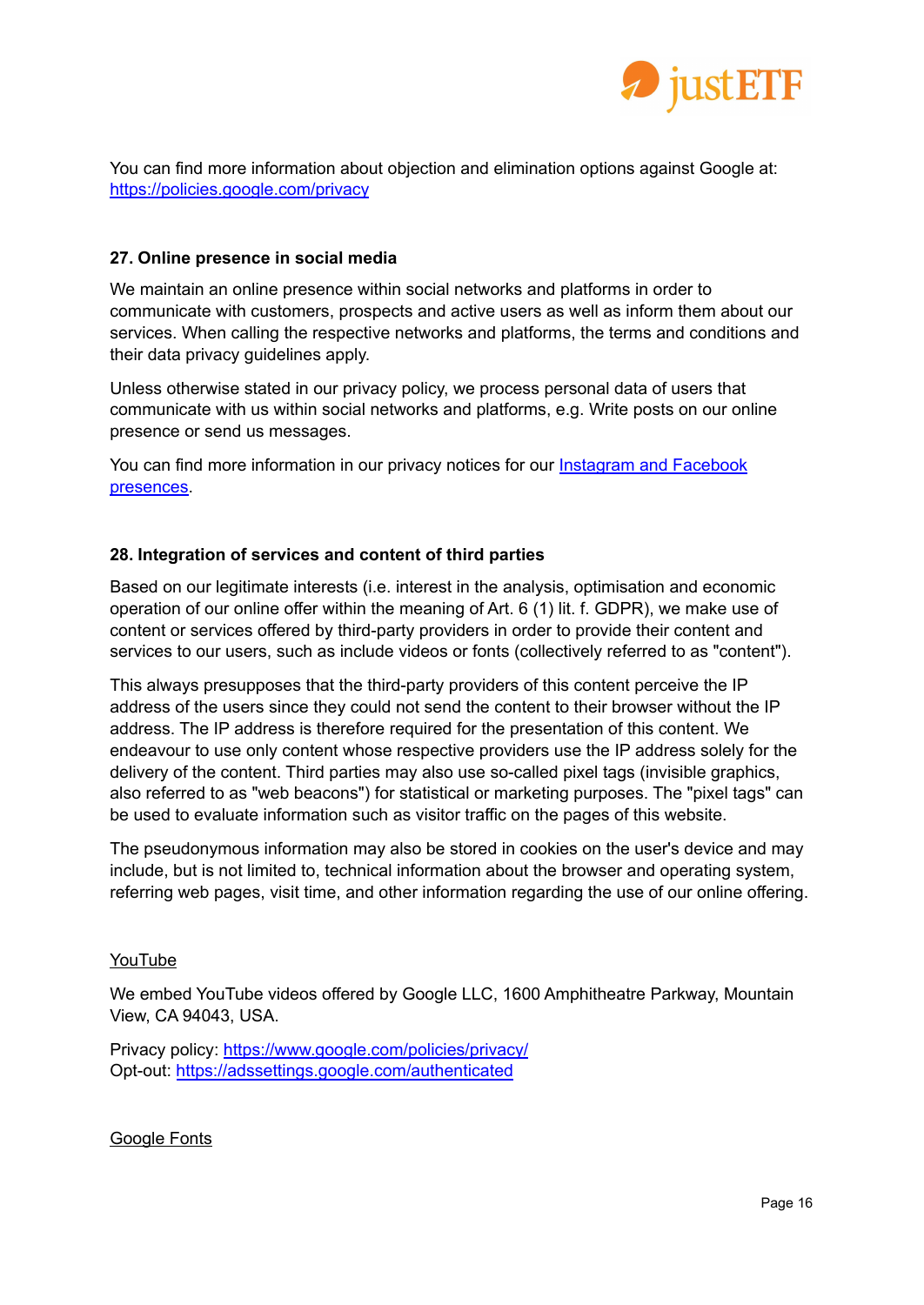You can find more information about objection and elimination options against Google at: [https://policies.google.com/privacy](https://policies.google.com/privacy)

## 27. Online presence in social media

We maintain an online presence within social networks and platforms in order to communicate with customers, prospects and active users as well as inform them about our services. When calling the respective networks and platforms, the terms and conditions and their data privacy guidelines apply.

Unless otherwise stated in our privacy policy, we process personal data of users that communicate with us within social networks and platforms, e.g. Write posts on our online presence or send us messages.

You can find more information in our privacy notices for our Instagram and Facebook presences.

## 28. Integration of services and content of third parties

Based on our legitimate interests (i.e. interest in the analysis, optimisation and economic operation of our online offer within the meaning of Art. 6 (1) lit. f. GDPR), we make use of content or services offered by third-party providers in order to provide their content and services to our users, such as include videos or fonts (collectively referred to as "content").

This always presupposes that the third-party providers of this content perceive the IP address of the users since they could not send the content to their browser without the IP address. The IP address is therefore required for the presentation of this content. We endeavour to use only content whose respective providers use the IP address solely for the delivery of the content. Third parties may also use so-called pixel tags (invisible graphics, also referred to as "web beacons") for statistical or marketing purposes. The "pixel tags" can be used to evaluate information such as visitor traffic on the pages of this website.

The pseudonymous information may also be stored in cookies on the user's device and may include, but is not limited to, technical information about the browser and operating system, referring web pages, visit time, and other information regarding the use of our online offering.

### YouTube

We embed YouTube videos offered by Google LLC, 1600 Amphitheatre Parkway, Mountain View, CA 94043, USA.

Privacy policy: [https://www.google.com/policies/privacy/](https://www.google.com/policies/privacy/)
Opt-out: [https://adssettings.google.com/authenticated](https://adssettings.google.com/authenticated)

### Google Fonts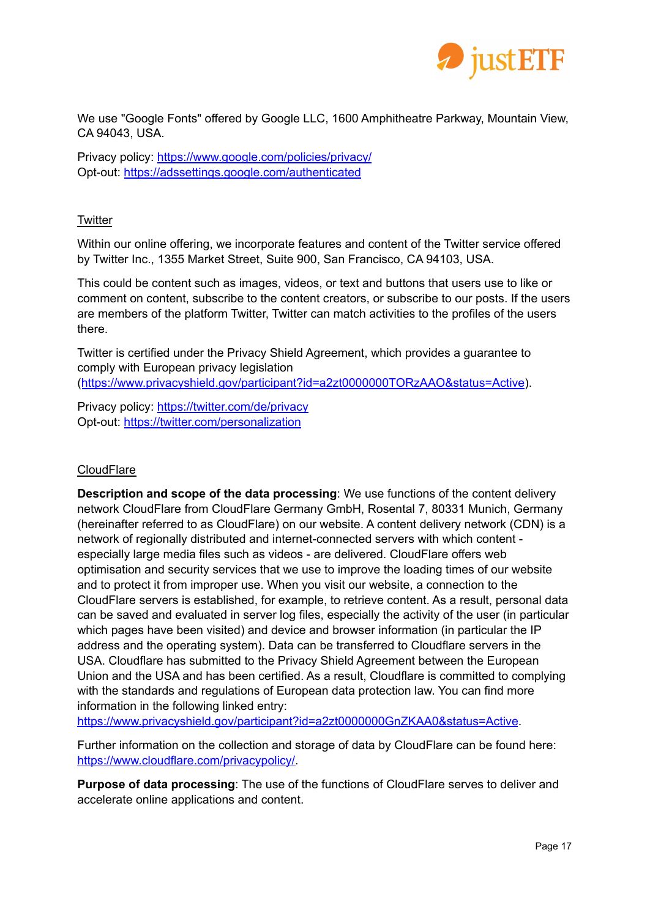We use "Google Fonts" offered by Google LLC, 1600 Amphitheatre Parkway, Mountain View, CA 94043, USA.

Privacy policy: https://www.google.com/policies/privacy/
Opt-out: https://adssettings.google.com/authenticated

## Twitter

Within our online offering, we incorporate features and content of the Twitter service offered by Twitter Inc., 1355 Market Street, Suite 900, San Francisco, CA 94103, USA.

This could be content such as images, videos, or text and buttons that users use to like or comment on content, subscribe to the content creators, or subscribe to our posts. If the users are members of the platform Twitter, Twitter can match activities to the profiles of the users there.

Twitter is certified under the Privacy Shield Agreement, which provides a guarantee to comply with European privacy legislation (https://www.privacyshield.gov/participant?id=a2zt0000000TORzAAO&status=Active).

Privacy policy: https://twitter.com/de/privacy
Opt-out: https://twitter.com/personalization

## CloudFlare

**Description and scope of the data processing**: We use functions of the content delivery network CloudFlare from CloudFlare Germany GmbH, Rosental 7, 80331 Munich, Germany (hereinafter referred to as CloudFlare) on our website. A content delivery network (CDN) is a network of regionally distributed and internet-connected servers with which content - especially large media files such as videos - are delivered. CloudFlare offers web optimisation and security services that we use to improve the loading times of our website and to protect it from improper use. When you visit our website, a connection to the CloudFlare servers is established, for example, to retrieve content. As a result, personal data can be saved and evaluated in server log files, especially the activity of the user (in particular which pages have been visited) and device and browser information (in particular the IP address and the operating system). Data can be transferred to Cloudflare servers in the USA. Cloudflare has submitted to the Privacy Shield Agreement between the European Union and the USA and has been certified. As a result, Cloudflare is committed to complying with the standards and regulations of European data protection law. You can find more information in the following linked entry: https://www.privacyshield.gov/participant?id=a2zt0000000GnZKAA0&status=Active.

Further information on the collection and storage of data by CloudFlare can be found here: https://www.cloudflare.com/privacypolicy/.

**Purpose of data processing**: The use of the functions of CloudFlare serves to deliver and accelerate online applications and content.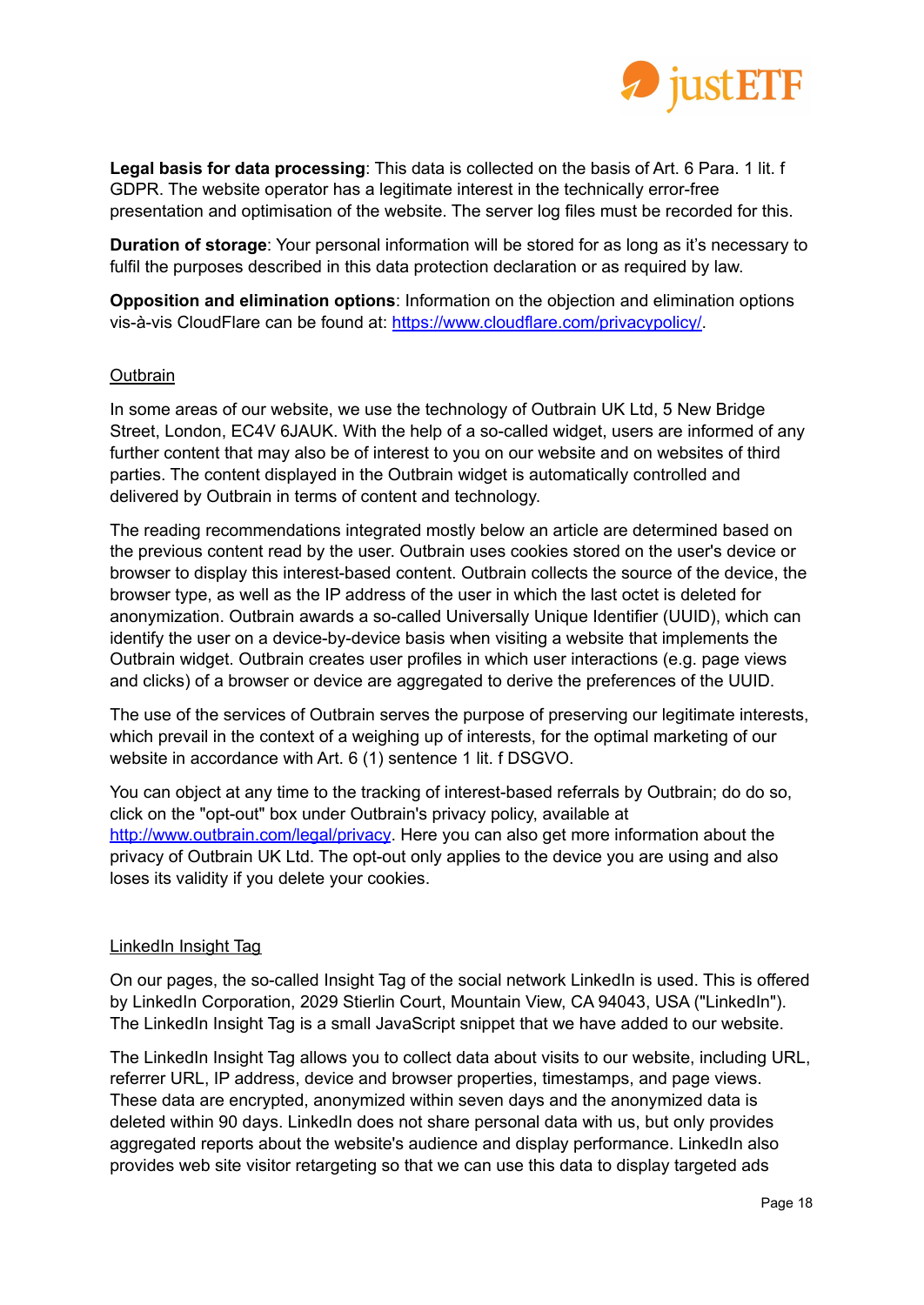**Legal basis for data processing**: This data is collected on the basis of Art. 6 Para. 1 lit. f GDPR. The website operator has a legitimate interest in the technically error-free presentation and optimisation of the website. The server log files must be recorded for this.

**Duration of storage**: Your personal information will be stored for as long as it's necessary to fulfil the purposes described in this data protection declaration or as required by law.

**Opposition and elimination options**: Information on the objection and elimination options vis-à-vis CloudFlare can be found at: https://www.cloudflare.com/privacypolicy/.

### Outbrain

In some areas of our website, we use the technology of Outbrain UK Ltd, 5 New Bridge Street, London, EC4V 6JAUK. With the help of a so-called widget, users are informed of any further content that may also be of interest to you on our website and on websites of third parties. The content displayed in the Outbrain widget is automatically controlled and delivered by Outbrain in terms of content and technology.

The reading recommendations integrated mostly below an article are determined based on the previous content read by the user. Outbrain uses cookies stored on the user's device or browser to display this interest-based content. Outbrain collects the source of the device, the browser type, as well as the IP address of the user in which the last octet is deleted for anonymization. Outbrain awards a so-called Universally Unique Identifier (UUID), which can identify the user on a device-by-device basis when visiting a website that implements the Outbrain widget. Outbrain creates user profiles in which user interactions (e.g. page views and clicks) of a browser or device are aggregated to derive the preferences of the UUID.

The use of the services of Outbrain serves the purpose of preserving our legitimate interests, which prevail in the context of a weighing up of interests, for the optimal marketing of our website in accordance with Art. 6 (1) sentence 1 lit. f DSGVO.

You can object at any time to the tracking of interest-based referrals by Outbrain; do do so, click on the "opt-out" box under Outbrain's privacy policy, available at http://www.outbrain.com/legal/privacy. Here you can also get more information about the privacy of Outbrain UK Ltd. The opt-out only applies to the device you are using and also loses its validity if you delete your cookies.

### LinkedIn Insight Tag

On our pages, the so-called Insight Tag of the social network LinkedIn is used. This is offered by LinkedIn Corporation, 2029 Stierlin Court, Mountain View, CA 94043, USA ("LinkedIn"). The LinkedIn Insight Tag is a small JavaScript snippet that we have added to our website.

The LinkedIn Insight Tag allows you to collect data about visits to our website, including URL, referrer URL, IP address, device and browser properties, timestamps, and page views. These data are encrypted, anonymized within seven days and the anonymized data is deleted within 90 days. LinkedIn does not share personal data with us, but only provides aggregated reports about the website's audience and display performance. LinkedIn also provides web site visitor retargeting so that we can use this data to display targeted ads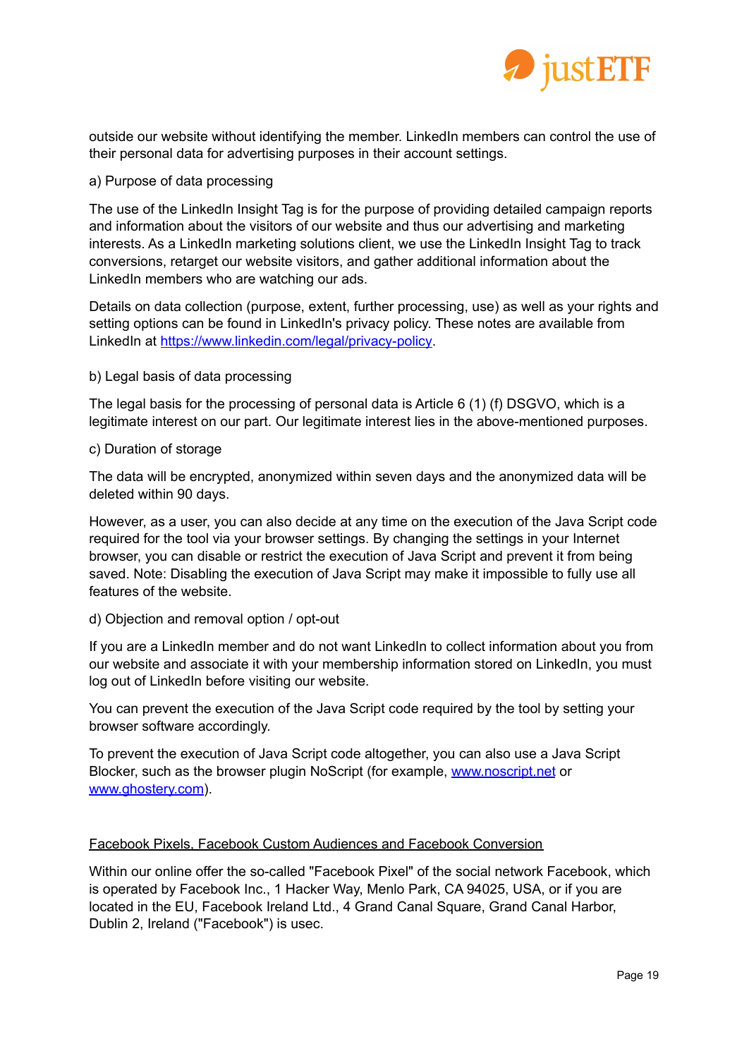outside our website without identifying the member. LinkedIn members can control the use of their personal data for advertising purposes in their account settings.

a) Purpose of data processing

The use of the LinkedIn Insight Tag is for the purpose of providing detailed campaign reports and information about the visitors of our website and thus our advertising and marketing interests. As a LinkedIn marketing solutions client, we use the LinkedIn Insight Tag to track conversions, retarget our website visitors, and gather additional information about the LinkedIn members who are watching our ads.

Details on data collection (purpose, extent, further processing, use) as well as your rights and setting options can be found in LinkedIn's privacy policy. These notes are available from LinkedIn at [https://www.linkedin.com/legal/privacy-policy](https://www.linkedin.com/legal/privacy-policy).

b) Legal basis of data processing

The legal basis for the processing of personal data is Article 6 (1) (f) DSGVO, which is a legitimate interest on our part. Our legitimate interest lies in the above-mentioned purposes.

c) Duration of storage

The data will be encrypted, anonymized within seven days and the anonymized data will be deleted within 90 days.

However, as a user, you can also decide at any time on the execution of the Java Script code required for the tool via your browser settings. By changing the settings in your Internet browser, you can disable or restrict the execution of Java Script and prevent it from being saved. Note: Disabling the execution of Java Script may make it impossible to fully use all features of the website.

d) Objection and removal option / opt-out

If you are a LinkedIn member and do not want LinkedIn to collect information about you from our website and associate it with your membership information stored on LinkedIn, you must log out of LinkedIn before visiting our website.

You can prevent the execution of the Java Script code required by the tool by setting your browser software accordingly.

To prevent the execution of Java Script code altogether, you can also use a Java Script Blocker, such as the browser plugin NoScript (for example, [www.noscript.net](http://www.noscript.net) or [www.ghostery.com](http://www.ghostery.com)).

<u>Facebook Pixels, Facebook Custom Audiences and Facebook Conversion</u>

Within our online offer the so-called "Facebook Pixel" of the social network Facebook, which is operated by Facebook Inc., 1 Hacker Way, Menlo Park, CA 94025, USA, or if you are located in the EU, Facebook Ireland Ltd., 4 Grand Canal Square, Grand Canal Harbor, Dublin 2, Ireland ("Facebook") is usec.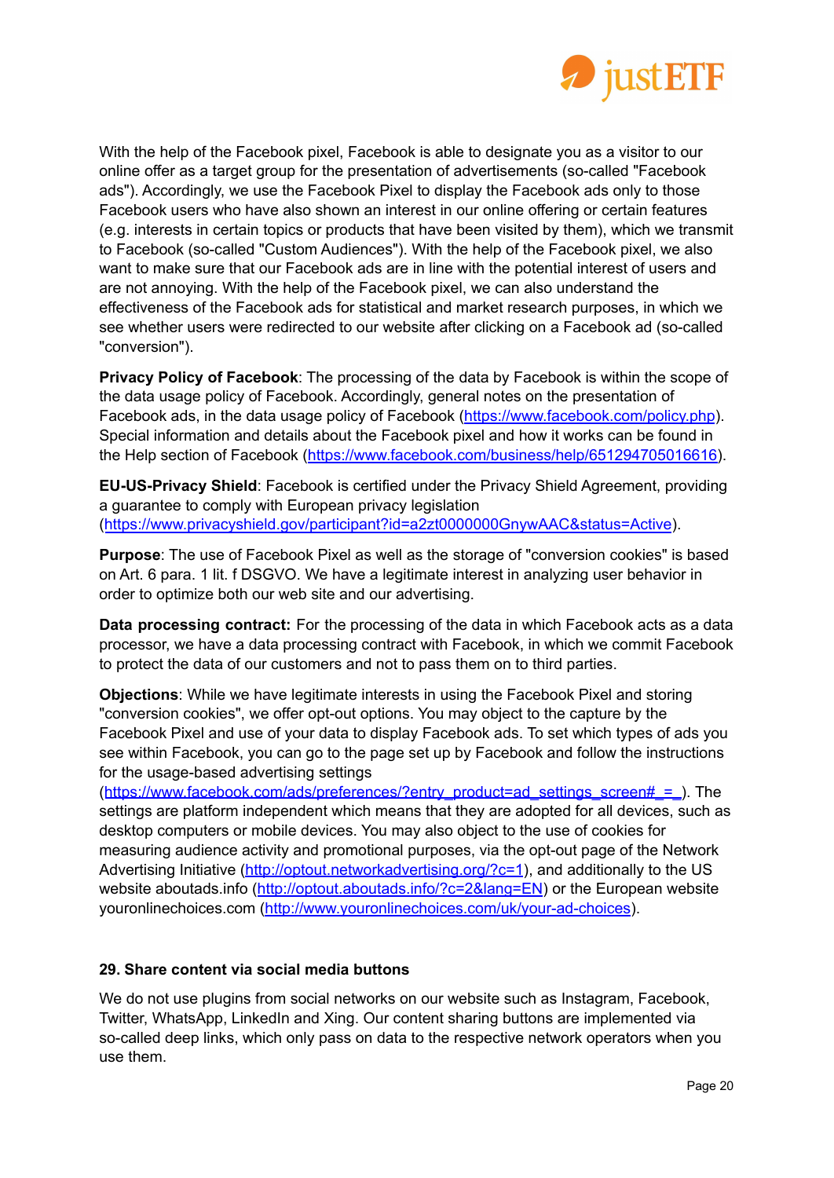With the help of the Facebook pixel, Facebook is able to designate you as a visitor to our online offer as a target group for the presentation of advertisements (so-called "Facebook ads"). Accordingly, we use the Facebook Pixel to display the Facebook ads only to those Facebook users who have also shown an interest in our online offering or certain features (e.g. interests in certain topics or products that have been visited by them), which we transmit to Facebook (so-called "Custom Audiences"). With the help of the Facebook pixel, we also want to make sure that our Facebook ads are in line with the potential interest of users and are not annoying. With the help of the Facebook pixel, we can also understand the effectiveness of the Facebook ads for statistical and market research purposes, in which we see whether users were redirected to our website after clicking on a Facebook ad (so-called "conversion").

**Privacy Policy of Facebook**: The processing of the data by Facebook is within the scope of the data usage policy of Facebook. Accordingly, general notes on the presentation of Facebook ads, in the data usage policy of Facebook (https://www.facebook.com/policy.php). Special information and details about the Facebook pixel and how it works can be found in the Help section of Facebook (https://www.facebook.com/business/help/651294705016616).

**EU-US-Privacy Shield**: Facebook is certified under the Privacy Shield Agreement, providing a guarantee to comply with European privacy legislation (https://www.privacyshield.gov/participant?id=a2zt0000000GnywAAC&status=Active).

**Purpose**: The use of Facebook Pixel as well as the storage of "conversion cookies" is based on Art. 6 para. 1 lit. f DSGVO. We have a legitimate interest in analyzing user behavior in order to optimize both our web site and our advertising.

**Data processing contract:** For the processing of the data in which Facebook acts as a data processor, we have a data processing contract with Facebook, in which we commit Facebook to protect the data of our customers and not to pass them on to third parties.

**Objections**: While we have legitimate interests in using the Facebook Pixel and storing "conversion cookies", we offer opt-out options. You may object to the capture by the Facebook Pixel and use of your data to display Facebook ads. To set which types of ads you see within Facebook, you can go to the page set up by Facebook and follow the instructions for the usage-based advertising settings (https://www.facebook.com/ads/preferences/?entry_product=ad_settings_screen#_=_). The settings are platform independent which means that they are adopted for all devices, such as desktop computers or mobile devices. You may also object to the use of cookies for measuring audience activity and promotional purposes, via the opt-out page of the Network Advertising Initiative (http://optout.networkadvertising.org/?c=1), and additionally to the US website aboutads.info (http://optout.aboutads.info/?c=2&lang=EN) or the European website youronlinechoices.com (http://www.youronlinechoices.com/uk/your-ad-choices).

### 29. Share content via social media buttons

We do not use plugins from social networks on our website such as Instagram, Facebook, Twitter, WhatsApp, LinkedIn and Xing. Our content sharing buttons are implemented via so-called deep links, which only pass on data to the respective network operators when you use them.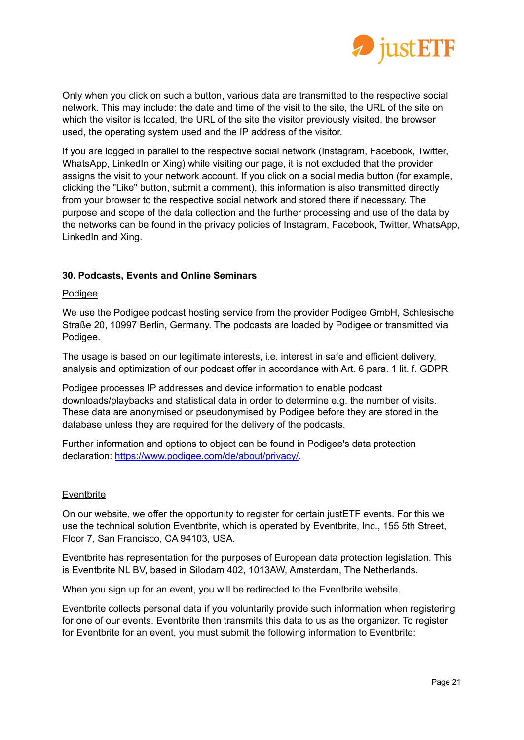Only when you click on such a button, various data are transmitted to the respective social network. This may include: the date and time of the visit to the site, the URL of the site on which the visitor is located, the URL of the site the visitor previously visited, the browser used, the operating system used and the IP address of the visitor.

If you are logged in parallel to the respective social network (Instagram, Facebook, Twitter, WhatsApp, LinkedIn or Xing) while visiting our page, it is not excluded that the provider assigns the visit to your network account. If you click on a social media button (for example, clicking the "Like" button, submit a comment), this information is also transmitted directly from your browser to the respective social network and stored there if necessary. The purpose and scope of the data collection and the further processing and use of the data by the networks can be found in the privacy policies of Instagram, Facebook, Twitter, WhatsApp, LinkedIn and Xing.

**30. Podcasts, Events and Online Seminars**

Podigee

We use the Podigee podcast hosting service from the provider Podigee GmbH, Schlesische Straße 20, 10997 Berlin, Germany. The podcasts are loaded by Podigee or transmitted via Podigee.

The usage is based on our legitimate interests, i.e. interest in safe and efficient delivery, analysis and optimization of our podcast offer in accordance with Art. 6 para. 1 lit. f. GDPR.

Podigee processes IP addresses and device information to enable podcast downloads/playbacks and statistical data in order to determine e.g. the number of visits. These data are anonymised or pseudonymised by Podigee before they are stored in the database unless they are required for the delivery of the podcasts.

Further information and options to object can be found in Podigee's data protection declaration: [https://www.podigee.com/de/about/privacy/](https://www.podigee.com/de/about/privacy/).

Eventbrite

On our website, we offer the opportunity to register for certain justETF events. For this we use the technical solution Eventbrite, which is operated by Eventbrite, Inc., 155 5th Street, Floor 7, San Francisco, CA 94103, USA.

Eventbrite has representation for the purposes of European data protection legislation. This is Eventbrite NL BV, based in Silodam 402, 1013AW, Amsterdam, The Netherlands.

When you sign up for an event, you will be redirected to the Eventbrite website.

Eventbrite collects personal data if you voluntarily provide such information when registering for one of our events. Eventbrite then transmits this data to us as the organizer. To register for Eventbrite for an event, you must submit the following information to Eventbrite: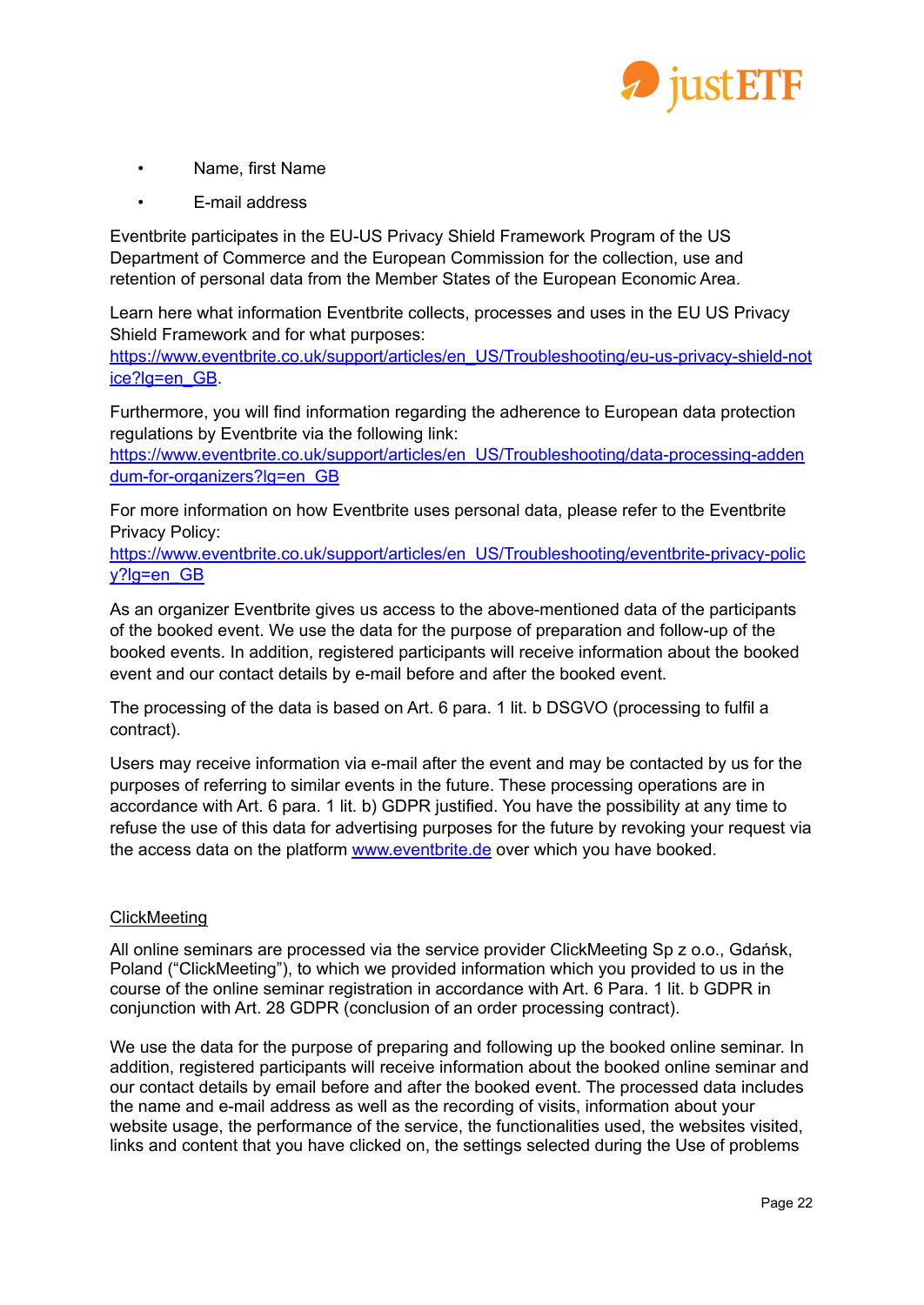- Name, first Name
- E-mail address

Eventbrite participates in the EU-US Privacy Shield Framework Program of the US Department of Commerce and the European Commission for the collection, use and retention of personal data from the Member States of the European Economic Area.

Learn here what information Eventbrite collects, processes and uses in the EU US Privacy Shield Framework and for what purposes: [https://www.eventbrite.co.uk/support/articles/en_US/Troubleshooting/eu-us-privacy-shield-notice?lg=en_GB](https://www.eventbrite.co.uk/support/articles/en_US/Troubleshooting/eu-us-privacy-shield-notice?lg=en_GB).

Furthermore, you will find information regarding the adherence to European data protection regulations by Eventbrite via the following link: [https://www.eventbrite.co.uk/support/articles/en_US/Troubleshooting/data-processing-addendum-for-organizers?lg=en_GB](https://www.eventbrite.co.uk/support/articles/en_US/Troubleshooting/data-processing-addendum-for-organizers?lg=en_GB)

For more information on how Eventbrite uses personal data, please refer to the Eventbrite Privacy Policy: [https://www.eventbrite.co.uk/support/articles/en_US/Troubleshooting/eventbrite-privacy-policy?lg=en_GB](https://www.eventbrite.co.uk/support/articles/en_US/Troubleshooting/eventbrite-privacy-policy?lg=en_GB)

As an organizer Eventbrite gives us access to the above-mentioned data of the participants of the booked event. We use the data for the purpose of preparation and follow-up of the booked events. In addition, registered participants will receive information about the booked event and our contact details by e-mail before and after the booked event.

The processing of the data is based on Art. 6 para. 1 lit. b DSGVO (processing to fulfil a contract).

Users may receive information via e-mail after the event and may be contacted by us for the purposes of referring to similar events in the future. These processing operations are in accordance with Art. 6 para. 1 lit. b) GDPR justified. You have the possibility at any time to refuse the use of this data for advertising purposes for the future by revoking your request via the access data on the platform [www.eventbrite.de](http://www.eventbrite.de) over which you have booked.

## ClickMeeting

All online seminars are processed via the service provider ClickMeeting Sp z o.o., Gdańsk, Poland ("ClickMeeting"), to which we provided information which you provided to us in the course of the online seminar registration in accordance with Art. 6 Para. 1 lit. b GDPR in conjunction with Art. 28 GDPR (conclusion of an order processing contract).

We use the data for the purpose of preparing and following up the booked online seminar. In addition, registered participants will receive information about the booked online seminar and our contact details by email before and after the booked event. The processed data includes the name and e-mail address as well as the recording of visits, information about your website usage, the performance of the service, the functionalities used, the websites visited, links and content that you have clicked on, the settings selected during the Use of problems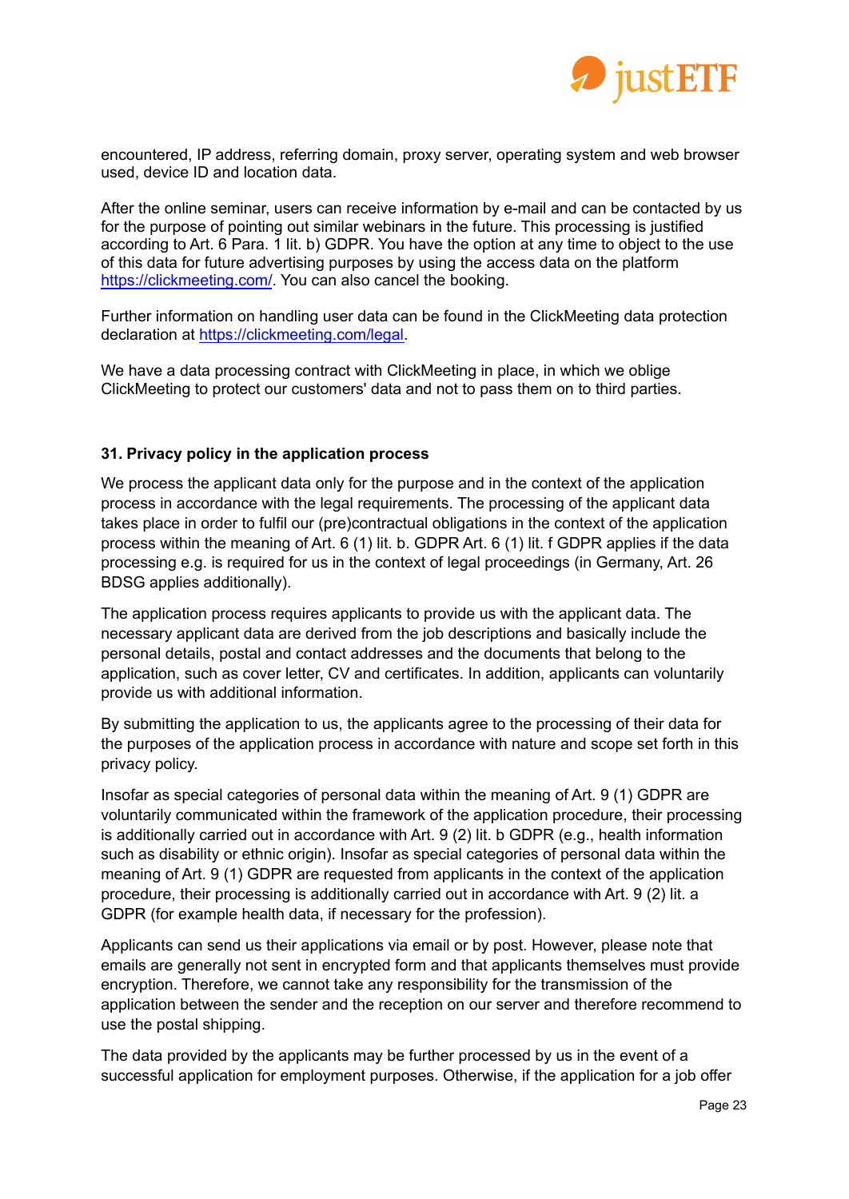encountered, IP address, referring domain, proxy server, operating system and web browser used, device ID and location data.

After the online seminar, users can receive information by e-mail and can be contacted by us for the purpose of pointing out similar webinars in the future. This processing is justified according to Art. 6 Para. 1 lit. b) GDPR. You have the option at any time to object to the use of this data for future advertising purposes by using the access data on the platform [https://clickmeeting.com/](https://clickmeeting.com/). You can also cancel the booking.

Further information on handling user data can be found in the ClickMeeting data protection declaration at [https://clickmeeting.com/legal](https://clickmeeting.com/legal).

We have a data processing contract with ClickMeeting in place, in which we oblige ClickMeeting to protect our customers' data and not to pass them on to third parties.

### 31. Privacy policy in the application process

We process the applicant data only for the purpose and in the context of the application process in accordance with the legal requirements. The processing of the applicant data takes place in order to fulfil our (pre)contractual obligations in the context of the application process within the meaning of Art. 6 (1) lit. b. GDPR Art. 6 (1) lit. f GDPR applies if the data processing e.g. is required for us in the context of legal proceedings (in Germany, Art. 26 BDSG applies additionally).

The application process requires applicants to provide us with the applicant data. The necessary applicant data are derived from the job descriptions and basically include the personal details, postal and contact addresses and the documents that belong to the application, such as cover letter, CV and certificates. In addition, applicants can voluntarily provide us with additional information.

By submitting the application to us, the applicants agree to the processing of their data for the purposes of the application process in accordance with nature and scope set forth in this privacy policy.

Insofar as special categories of personal data within the meaning of Art. 9 (1) GDPR are voluntarily communicated within the framework of the application procedure, their processing is additionally carried out in accordance with Art. 9 (2) lit. b GDPR (e.g., health information such as disability or ethnic origin). Insofar as special categories of personal data within the meaning of Art. 9 (1) GDPR are requested from applicants in the context of the application procedure, their processing is additionally carried out in accordance with Art. 9 (2) lit. a GDPR (for example health data, if necessary for the profession).

Applicants can send us their applications via email or by post. However, please note that emails are generally not sent in encrypted form and that applicants themselves must provide encryption. Therefore, we cannot take any responsibility for the transmission of the application between the sender and the reception on our server and therefore recommend to use the postal shipping.

The data provided by the applicants may be further processed by us in the event of a successful application for employment purposes. Otherwise, if the application for a job offer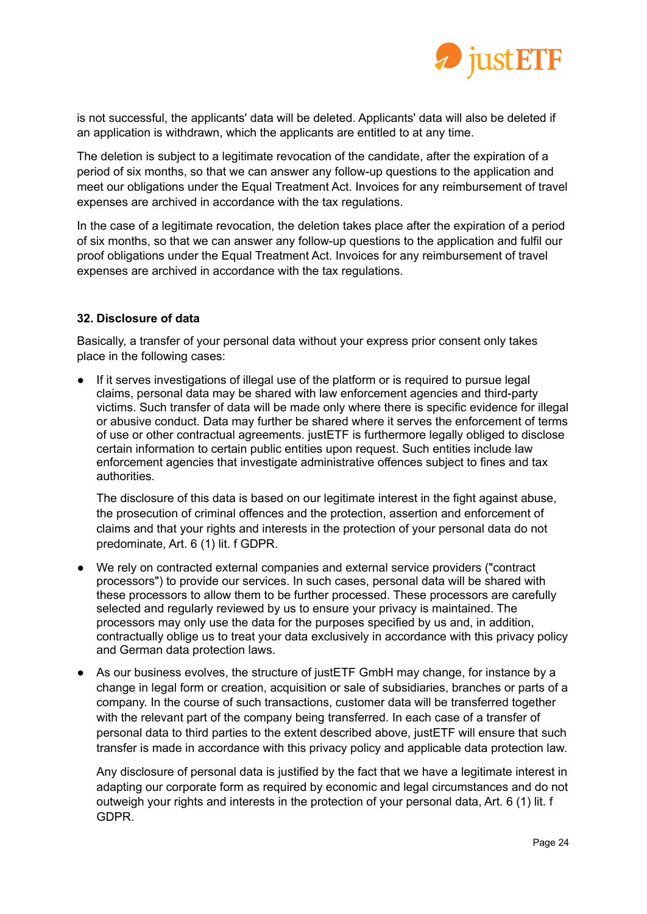is not successful, the applicants' data will be deleted. Applicants' data will also be deleted if an application is withdrawn, which the applicants are entitled to at any time.

The deletion is subject to a legitimate revocation of the candidate, after the expiration of a period of six months, so that we can answer any follow-up questions to the application and meet our obligations under the Equal Treatment Act. Invoices for any reimbursement of travel expenses are archived in accordance with the tax regulations.

In the case of a legitimate revocation, the deletion takes place after the expiration of a period of six months, so that we can answer any follow-up questions to the application and fulfil our proof obligations under the Equal Treatment Act. Invoices for any reimbursement of travel expenses are archived in accordance with the tax regulations.

**32. Disclosure of data**

Basically, a transfer of your personal data without your express prior consent only takes place in the following cases:

- If it serves investigations of illegal use of the platform or is required to pursue legal claims, personal data may be shared with law enforcement agencies and third-party victims. Such transfer of data will be made only where there is specific evidence for illegal or abusive conduct. Data may further be shared where it serves the enforcement of terms of use or other contractual agreements. justETF is furthermore legally obliged to disclose certain information to certain public entities upon request. Such entities include law enforcement agencies that investigate administrative offences subject to fines and tax authorities.

  The disclosure of this data is based on our legitimate interest in the fight against abuse, the prosecution of criminal offences and the protection, assertion and enforcement of claims and that your rights and interests in the protection of your personal data do not predominate, Art. 6 (1) lit. f GDPR.

- We rely on contracted external companies and external service providers ("contract processors") to provide our services. In such cases, personal data will be shared with these processors to allow them to be further processed. These processors are carefully selected and regularly reviewed by us to ensure your privacy is maintained. The processors may only use the data for the purposes specified by us and, in addition, contractually oblige us to treat your data exclusively in accordance with this privacy policy and German data protection laws.

- As our business evolves, the structure of justETF GmbH may change, for instance by a change in legal form or creation, acquisition or sale of subsidiaries, branches or parts of a company. In the course of such transactions, customer data will be transferred together with the relevant part of the company being transferred. In each case of a transfer of personal data to third parties to the extent described above, justETF will ensure that such transfer is made in accordance with this privacy policy and applicable data protection law.

  Any disclosure of personal data is justified by the fact that we have a legitimate interest in adapting our corporate form as required by economic and legal circumstances and do not outweigh your rights and interests in the protection of your personal data, Art. 6 (1) lit. f GDPR.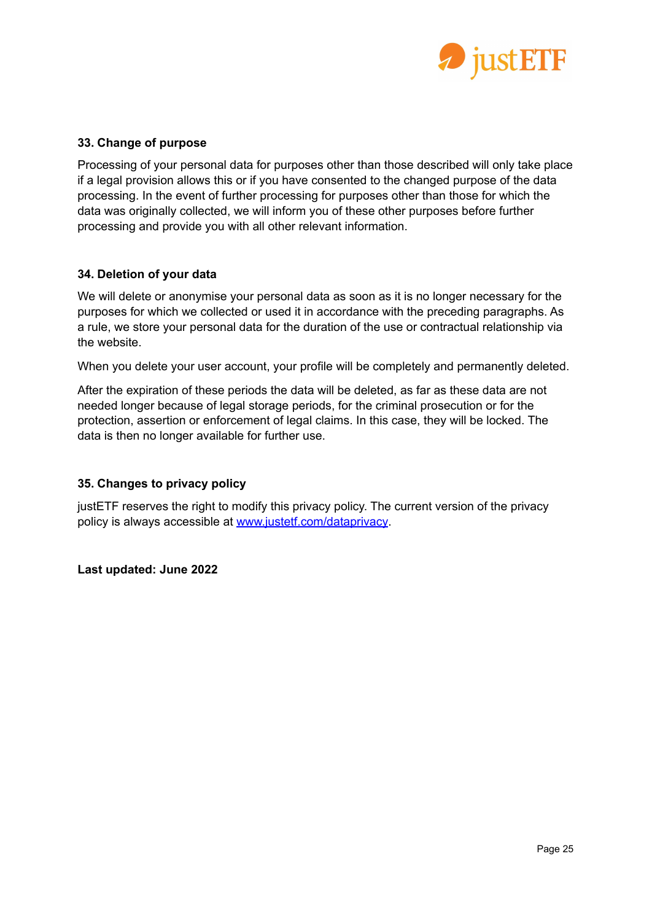### 33. Change of purpose

Processing of your personal data for purposes other than those described will only take place if a legal provision allows this or if you have consented to the changed purpose of the data processing. In the event of further processing for purposes other than those for which the data was originally collected, we will inform you of these other purposes before further processing and provide you with all other relevant information.

### 34. Deletion of your data

We will delete or anonymise your personal data as soon as it is no longer necessary for the purposes for which we collected or used it in accordance with the preceding paragraphs. As a rule, we store your personal data for the duration of the use or contractual relationship via the website.

When you delete your user account, your profile will be completely and permanently deleted.

After the expiration of these periods the data will be deleted, as far as these data are not needed longer because of legal storage periods, for the criminal prosecution or for the protection, assertion or enforcement of legal claims. In this case, they will be locked. The data is then no longer available for further use.

### 35. Changes to privacy policy

justETF reserves the right to modify this privacy policy. The current version of the privacy policy is always accessible at [www.justetf.com/dataprivacy](www.justetf.com/dataprivacy).

**Last updated: June 2022**